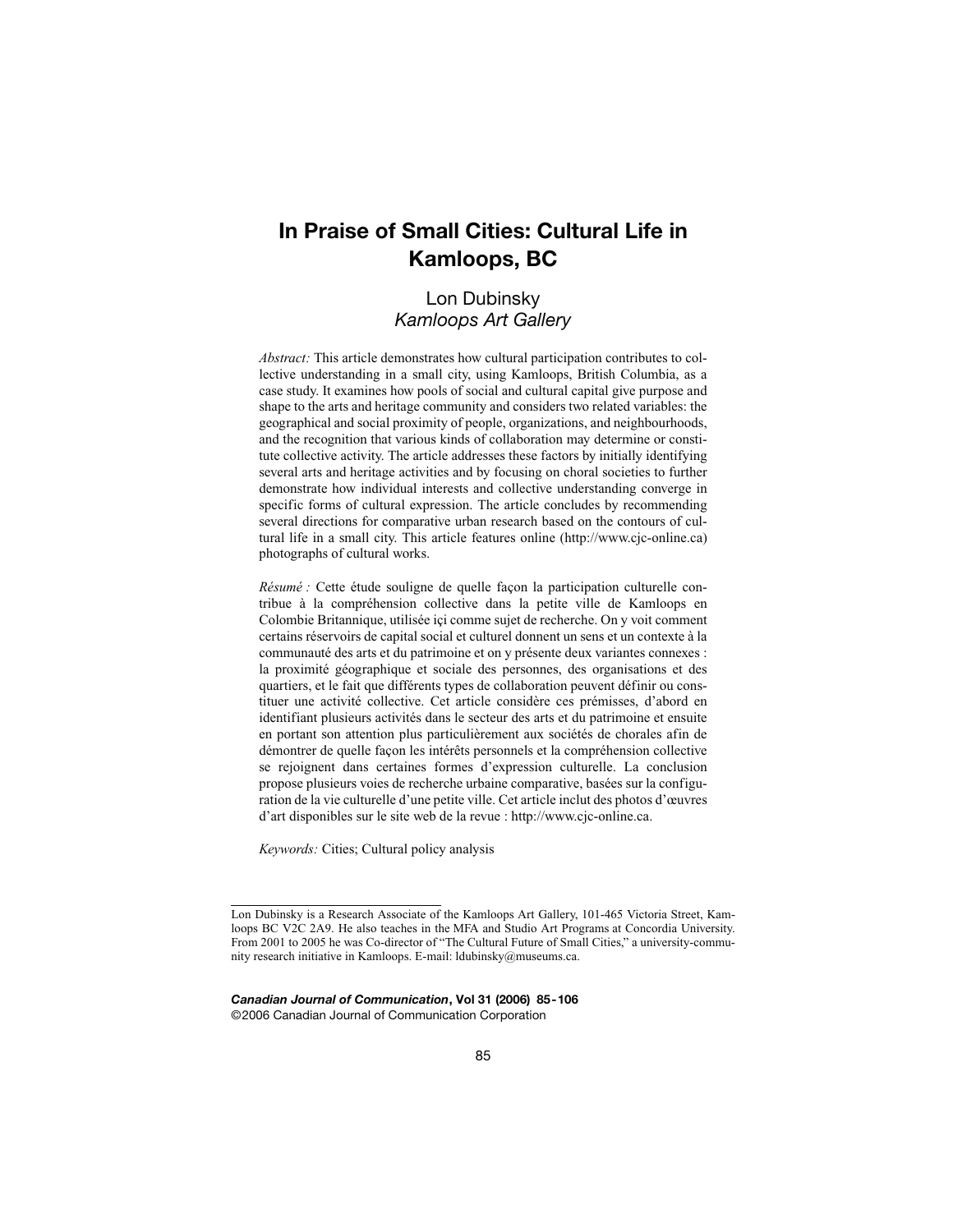# In Praise of Small Cities: Cultural Life in Kamloops, BC

Lon Dubinsky
*Kamloops Art Gallery*

*Abstract:* This article demonstrates how cultural participation contributes to collective understanding in a small city, using Kamloops, British Columbia, as a case study. It examines how pools of social and cultural capital give purpose and shape to the arts and heritage community and considers two related variables: the geographical and social proximity of people, organizations, and neighbourhoods, and the recognition that various kinds of collaboration may determine or constitute collective activity. The article addresses these factors by initially identifying several arts and heritage activities and by focusing on choral societies to further demonstrate how individual interests and collective understanding converge in specific forms of cultural expression. The article concludes by recommending several directions for comparative urban research based on the contours of cultural life in a small city. This article features online (http://www.cjc-online.ca) photographs of cultural works.

*Résumé :* Cette étude souligne de quelle façon la participation culturelle contribue à la compréhension collective dans la petite ville de Kamloops en Colombie Britannique, utilisée içi comme sujet de recherche. On y voit comment certains réservoirs de capital social et culturel donnent un sens et un contexte à la communauté des arts et du patrimoine et on y présente deux variantes connexes : la proximité géographique et sociale des personnes, des organisations et des quartiers, et le fait que différents types de collaboration peuvent définir ou constituer une activité collective. Cet article considère ces prémisses, d'abord en identifiant plusieurs activités dans le secteur des arts et du patrimoine et ensuite en portant son attention plus particulièrement aux sociétés de chorales afin de démontrer de quelle façon les intérêts personnels et la compréhension collective se rejoignent dans certaines formes d'expression culturelle. La conclusion propose plusieurs voies de recherche urbaine comparative, basées sur la configuration de la vie culturelle d'une petite ville. Cet article inclut des photos d'œuvres d'art disponibles sur le site web de la revue : http://www.cjc-online.ca.

*Keywords:* Cities; Cultural policy analysis

---

Lon Dubinsky is a Research Associate of the Kamloops Art Gallery, 101-465 Victoria Street, Kamloops BC V2C 2A9. He also teaches in the MFA and Studio Art Programs at Concordia University. From 2001 to 2005 he was Co-director of "The Cultural Future of Small Cities," a university-community research initiative in Kamloops. E-mail: ldubinsky@museums.ca.

***Canadian Journal of Communication*, Vol 31 (2006) 85-106**
©2006 Canadian Journal of Communication Corporation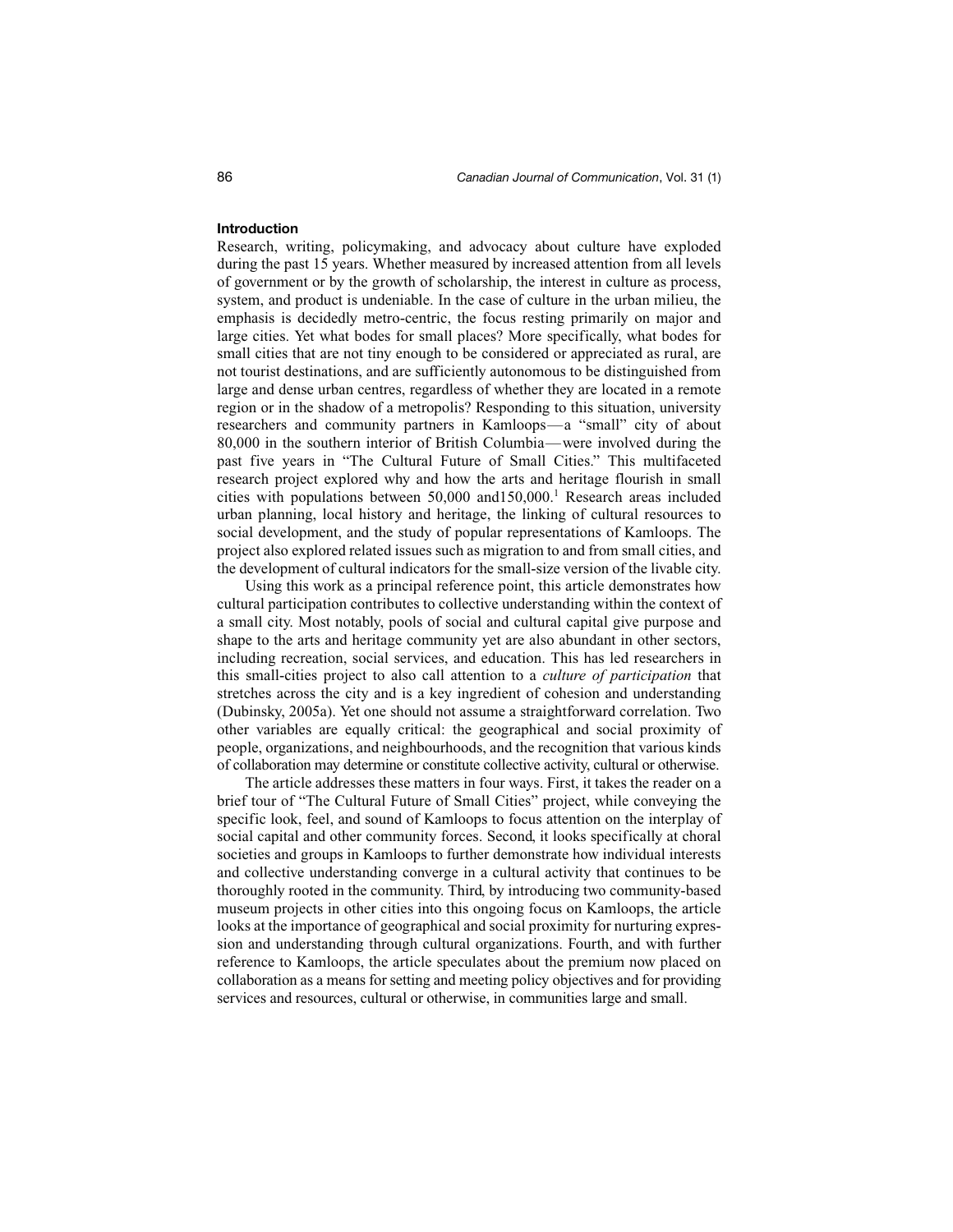## Introduction

Research, writing, policymaking, and advocacy about culture have exploded during the past 15 years. Whether measured by increased attention from all levels of government or by the growth of scholarship, the interest in culture as process, system, and product is undeniable. In the case of culture in the urban milieu, the emphasis is decidedly metro-centric, the focus resting primarily on major and large cities. Yet what bodes for small places? More specifically, what bodes for small cities that are not tiny enough to be considered or appreciated as rural, are not tourist destinations, and are sufficiently autonomous to be distinguished from large and dense urban centres, regardless of whether they are located in a remote region or in the shadow of a metropolis? Responding to this situation, university researchers and community partners in Kamloops—a "small" city of about 80,000 in the southern interior of British Columbia—were involved during the past five years in "The Cultural Future of Small Cities." This multifaceted research project explored why and how the arts and heritage flourish in small cities with populations between 50,000 and150,000.[1] Research areas included urban planning, local history and heritage, the linking of cultural resources to social development, and the study of popular representations of Kamloops. The project also explored related issues such as migration to and from small cities, and the development of cultural indicators for the small-size version of the livable city.

Using this work as a principal reference point, this article demonstrates how cultural participation contributes to collective understanding within the context of a small city. Most notably, pools of social and cultural capital give purpose and shape to the arts and heritage community yet are also abundant in other sectors, including recreation, social services, and education. This has led researchers in this small-cities project to also call attention to a *culture of participation* that stretches across the city and is a key ingredient of cohesion and understanding (Dubinsky, 2005a). Yet one should not assume a straightforward correlation. Two other variables are equally critical: the geographical and social proximity of people, organizations, and neighbourhoods, and the recognition that various kinds of collaboration may determine or constitute collective activity, cultural or otherwise.

The article addresses these matters in four ways. First, it takes the reader on a brief tour of "The Cultural Future of Small Cities" project, while conveying the specific look, feel, and sound of Kamloops to focus attention on the interplay of social capital and other community forces. Second, it looks specifically at choral societies and groups in Kamloops to further demonstrate how individual interests and collective understanding converge in a cultural activity that continues to be thoroughly rooted in the community. Third, by introducing two community-based museum projects in other cities into this ongoing focus on Kamloops, the article looks at the importance of geographical and social proximity for nurturing expression and understanding through cultural organizations. Fourth, and with further reference to Kamloops, the article speculates about the premium now placed on collaboration as a means for setting and meeting policy objectives and for providing services and resources, cultural or otherwise, in communities large and small.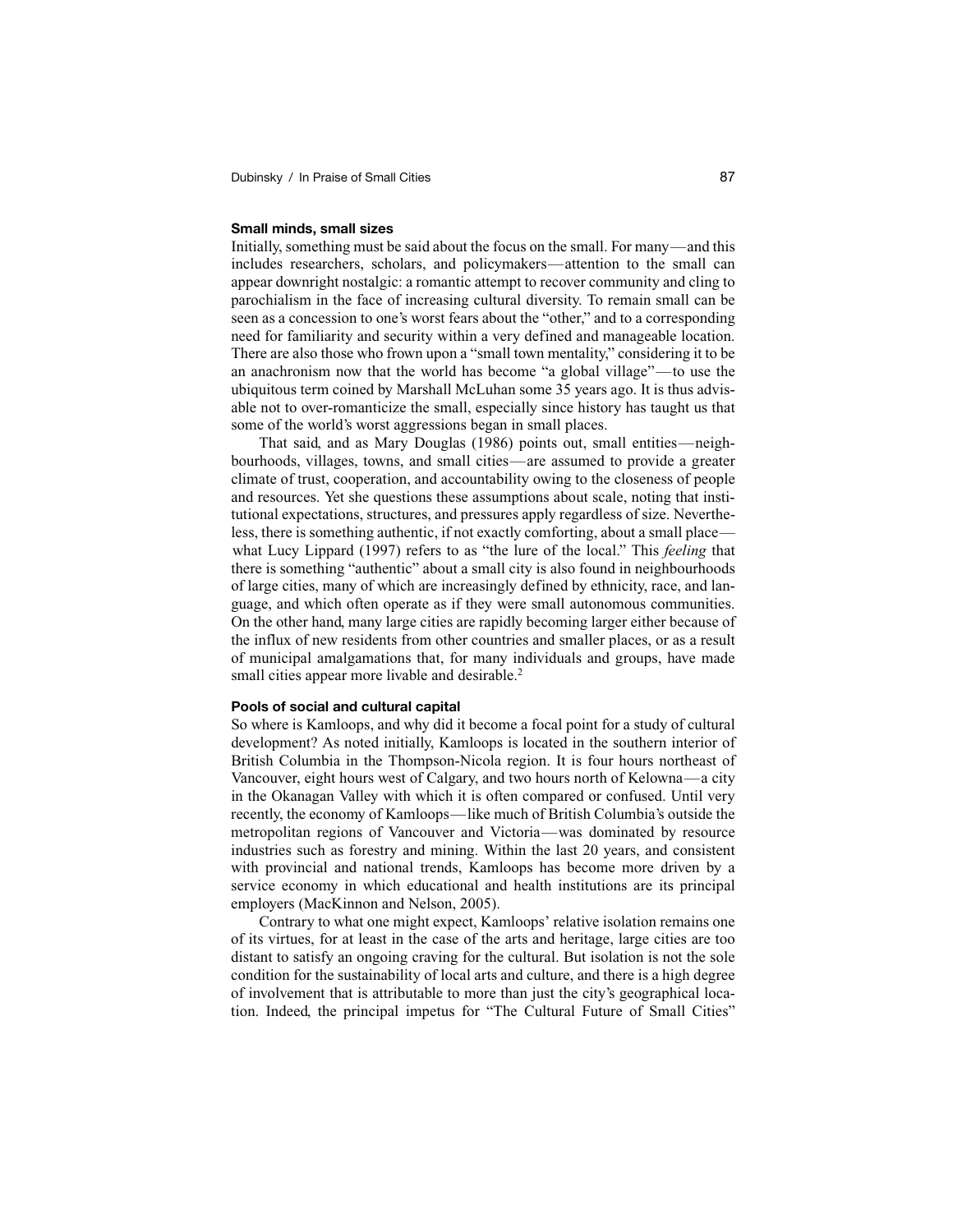### Small minds, small sizes

Initially, something must be said about the focus on the small. For many—and this includes researchers, scholars, and policymakers—attention to the small can appear downright nostalgic: a romantic attempt to recover community and cling to parochialism in the face of increasing cultural diversity. To remain small can be seen as a concession to one's worst fears about the "other," and to a corresponding need for familiarity and security within a very defined and manageable location. There are also those who frown upon a "small town mentality," considering it to be an anachronism now that the world has become "a global village"—to use the ubiquitous term coined by Marshall McLuhan some 35 years ago. It is thus advisable not to over-romanticize the small, especially since history has taught us that some of the world's worst aggressions began in small places.

That said, and as Mary Douglas (1986) points out, small entities—neighbourhoods, villages, towns, and small cities—are assumed to provide a greater climate of trust, cooperation, and accountability owing to the closeness of people and resources. Yet she questions these assumptions about scale, noting that institutional expectations, structures, and pressures apply regardless of size. Nevertheless, there is something authentic, if not exactly comforting, about a small place—what Lucy Lippard (1997) refers to as "the lure of the local." This *feeling* that there is something "authentic" about a small city is also found in neighbourhoods of large cities, many of which are increasingly defined by ethnicity, race, and language, and which often operate as if they were small autonomous communities. On the other hand, many large cities are rapidly becoming larger either because of the influx of new residents from other countries and smaller places, or as a result of municipal amalgamations that, for many individuals and groups, have made small cities appear more livable and desirable.[2]

### Pools of social and cultural capital

So where is Kamloops, and why did it become a focal point for a study of cultural development? As noted initially, Kamloops is located in the southern interior of British Columbia in the Thompson-Nicola region. It is four hours northeast of Vancouver, eight hours west of Calgary, and two hours north of Kelowna—a city in the Okanagan Valley with which it is often compared or confused. Until very recently, the economy of Kamloops—like much of British Columbia's outside the metropolitan regions of Vancouver and Victoria—was dominated by resource industries such as forestry and mining. Within the last 20 years, and consistent with provincial and national trends, Kamloops has become more driven by a service economy in which educational and health institutions are its principal employers (MacKinnon and Nelson, 2005).

Contrary to what one might expect, Kamloops' relative isolation remains one of its virtues, for at least in the case of the arts and heritage, large cities are too distant to satisfy an ongoing craving for the cultural. But isolation is not the sole condition for the sustainability of local arts and culture, and there is a high degree of involvement that is attributable to more than just the city's geographical location. Indeed, the principal impetus for "The Cultural Future of Small Cities"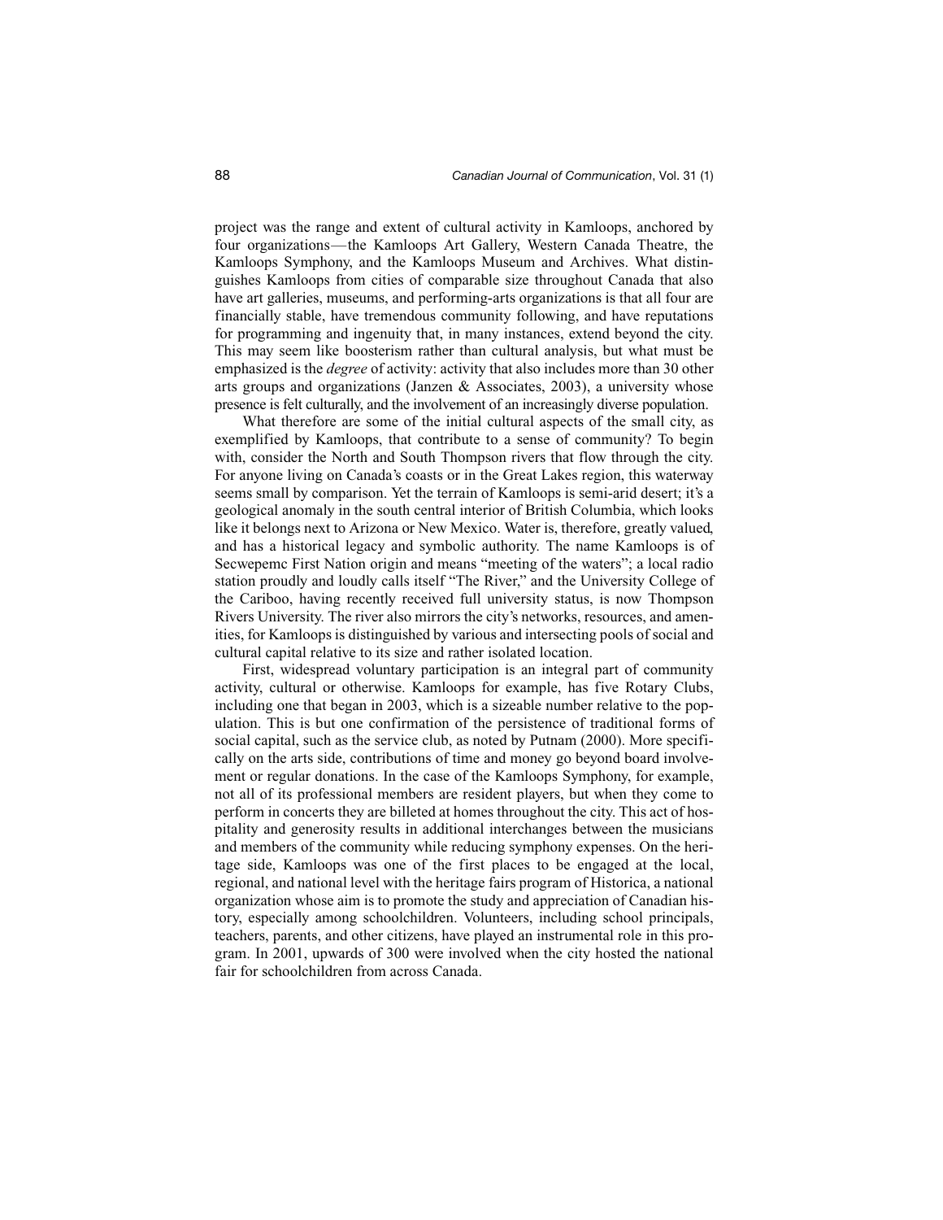project was the range and extent of cultural activity in Kamloops, anchored by four organizations—the Kamloops Art Gallery, Western Canada Theatre, the Kamloops Symphony, and the Kamloops Museum and Archives. What distinguishes Kamloops from cities of comparable size throughout Canada that also have art galleries, museums, and performing-arts organizations is that all four are financially stable, have tremendous community following, and have reputations for programming and ingenuity that, in many instances, extend beyond the city. This may seem like boosterism rather than cultural analysis, but what must be emphasized is the *degree* of activity: activity that also includes more than 30 other arts groups and organizations (Janzen & Associates, 2003), a university whose presence is felt culturally, and the involvement of an increasingly diverse population.

What therefore are some of the initial cultural aspects of the small city, as exemplified by Kamloops, that contribute to a sense of community? To begin with, consider the North and South Thompson rivers that flow through the city. For anyone living on Canada's coasts or in the Great Lakes region, this waterway seems small by comparison. Yet the terrain of Kamloops is semi-arid desert; it's a geological anomaly in the south central interior of British Columbia, which looks like it belongs next to Arizona or New Mexico. Water is, therefore, greatly valued, and has a historical legacy and symbolic authority. The name Kamloops is of Secwepemc First Nation origin and means "meeting of the waters"; a local radio station proudly and loudly calls itself "The River," and the University College of the Cariboo, having recently received full university status, is now Thompson Rivers University. The river also mirrors the city's networks, resources, and amenities, for Kamloops is distinguished by various and intersecting pools of social and cultural capital relative to its size and rather isolated location.

First, widespread voluntary participation is an integral part of community activity, cultural or otherwise. Kamloops for example, has five Rotary Clubs, including one that began in 2003, which is a sizeable number relative to the population. This is but one confirmation of the persistence of traditional forms of social capital, such as the service club, as noted by Putnam (2000). More specifically on the arts side, contributions of time and money go beyond board involvement or regular donations. In the case of the Kamloops Symphony, for example, not all of its professional members are resident players, but when they come to perform in concerts they are billeted at homes throughout the city. This act of hospitality and generosity results in additional interchanges between the musicians and members of the community while reducing symphony expenses. On the heritage side, Kamloops was one of the first places to be engaged at the local, regional, and national level with the heritage fairs program of Historica, a national organization whose aim is to promote the study and appreciation of Canadian history, especially among schoolchildren. Volunteers, including school principals, teachers, parents, and other citizens, have played an instrumental role in this program. In 2001, upwards of 300 were involved when the city hosted the national fair for schoolchildren from across Canada.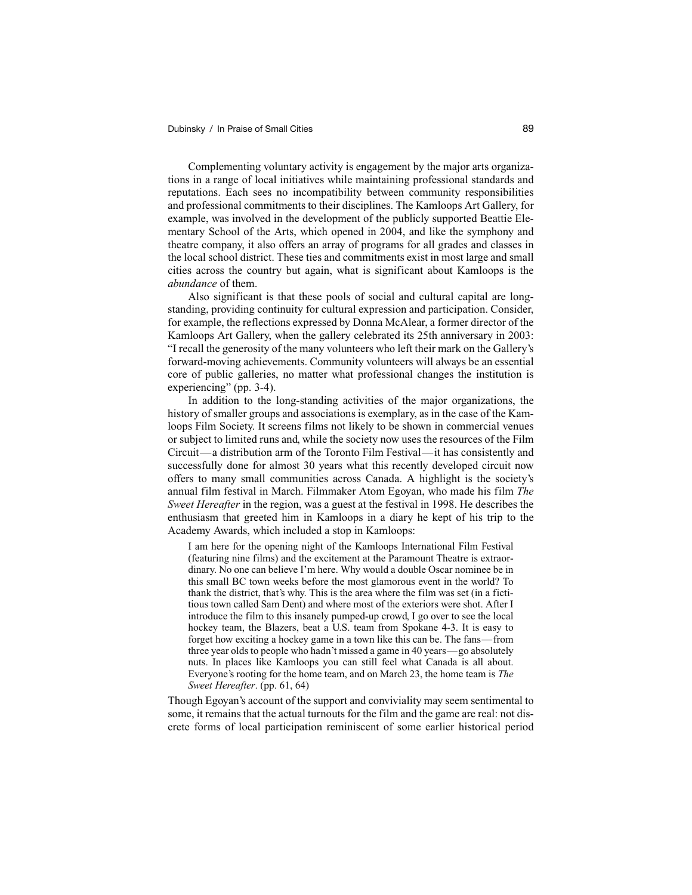Complementing voluntary activity is engagement by the major arts organizations in a range of local initiatives while maintaining professional standards and reputations. Each sees no incompatibility between community responsibilities and professional commitments to their disciplines. The Kamloops Art Gallery, for example, was involved in the development of the publicly supported Beattie Elementary School of the Arts, which opened in 2004, and like the symphony and theatre company, it also offers an array of programs for all grades and classes in the local school district. These ties and commitments exist in most large and small cities across the country but again, what is significant about Kamloops is the *abundance* of them.

Also significant is that these pools of social and cultural capital are long-standing, providing continuity for cultural expression and participation. Consider, for example, the reflections expressed by Donna McAlear, a former director of the Kamloops Art Gallery, when the gallery celebrated its 25th anniversary in 2003: "I recall the generosity of the many volunteers who left their mark on the Gallery's forward-moving achievements. Community volunteers will always be an essential core of public galleries, no matter what professional changes the institution is experiencing" (pp. 3-4).

In addition to the long-standing activities of the major organizations, the history of smaller groups and associations is exemplary, as in the case of the Kamloops Film Society. It screens films not likely to be shown in commercial venues or subject to limited runs and, while the society now uses the resources of the Film Circuit—a distribution arm of the Toronto Film Festival—it has consistently and successfully done for almost 30 years what this recently developed circuit now offers to many small communities across Canada. A highlight is the society's annual film festival in March. Filmmaker Atom Egoyan, who made his film *The Sweet Hereafter* in the region, was a guest at the festival in 1998. He describes the enthusiasm that greeted him in Kamloops in a diary he kept of his trip to the Academy Awards, which included a stop in Kamloops:

> I am here for the opening night of the Kamloops International Film Festival (featuring nine films) and the excitement at the Paramount Theatre is extraordinary. No one can believe I'm here. Why would a double Oscar nominee be in this small BC town weeks before the most glamorous event in the world? To thank the district, that's why. This is the area where the film was set (in a fictitious town called Sam Dent) and where most of the exteriors were shot. After I introduce the film to this insanely pumped-up crowd, I go over to see the local hockey team, the Blazers, beat a U.S. team from Spokane 4-3. It is easy to forget how exciting a hockey game in a town like this can be. The fans—from three year olds to people who hadn't missed a game in 40 years—go absolutely nuts. In places like Kamloops you can still feel what Canada is all about. Everyone's rooting for the home team, and on March 23, the home team is *The Sweet Hereafter*. (pp. 61, 64)

Though Egoyan's account of the support and conviviality may seem sentimental to some, it remains that the actual turnouts for the film and the game are real: not discrete forms of local participation reminiscent of some earlier historical period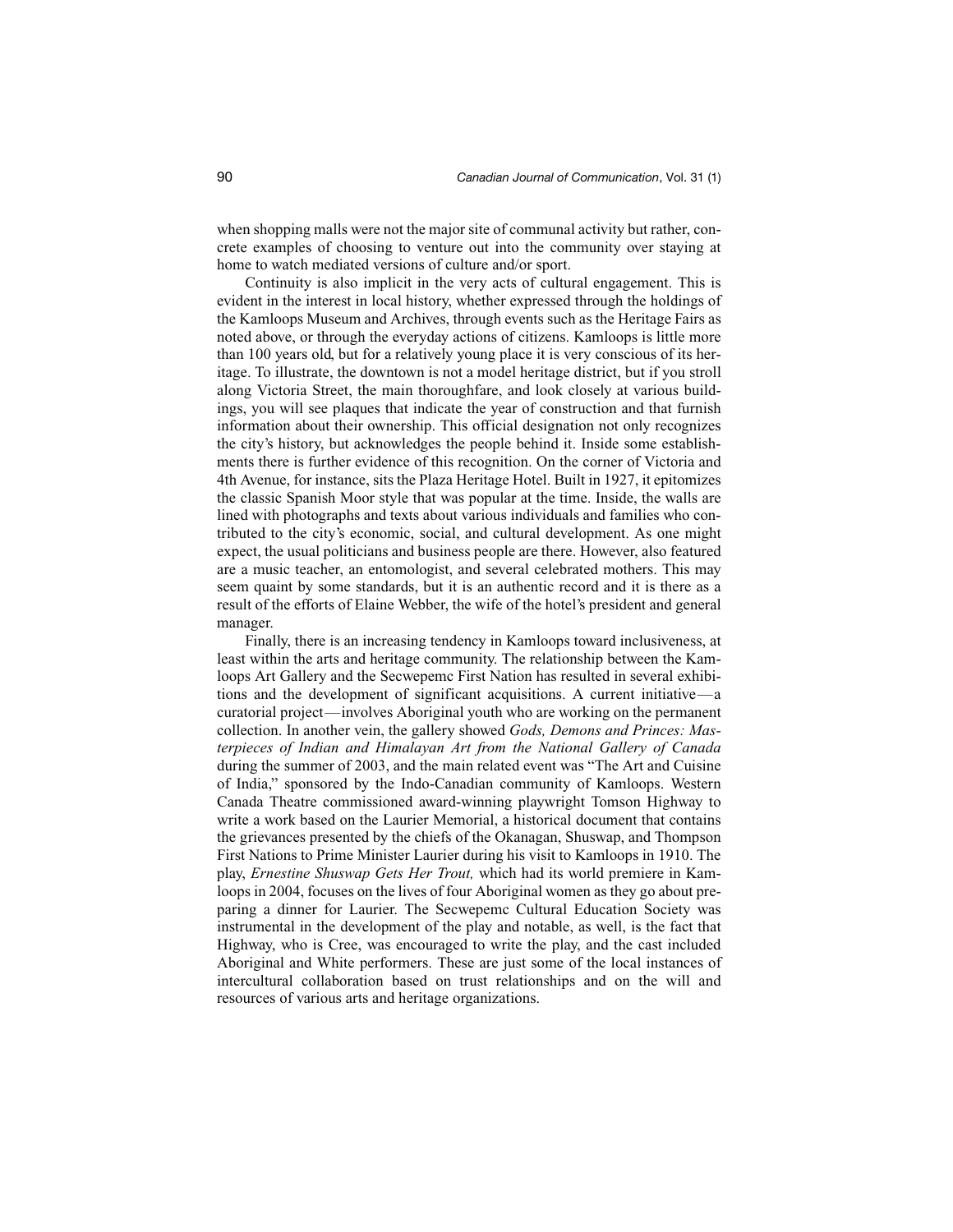when shopping malls were not the major site of communal activity but rather, concrete examples of choosing to venture out into the community over staying at home to watch mediated versions of culture and/or sport.

Continuity is also implicit in the very acts of cultural engagement. This is evident in the interest in local history, whether expressed through the holdings of the Kamloops Museum and Archives, through events such as the Heritage Fairs as noted above, or through the everyday actions of citizens. Kamloops is little more than 100 years old, but for a relatively young place it is very conscious of its heritage. To illustrate, the downtown is not a model heritage district, but if you stroll along Victoria Street, the main thoroughfare, and look closely at various buildings, you will see plaques that indicate the year of construction and that furnish information about their ownership. This official designation not only recognizes the city's history, but acknowledges the people behind it. Inside some establishments there is further evidence of this recognition. On the corner of Victoria and 4th Avenue, for instance, sits the Plaza Heritage Hotel. Built in 1927, it epitomizes the classic Spanish Moor style that was popular at the time. Inside, the walls are lined with photographs and texts about various individuals and families who contributed to the city's economic, social, and cultural development. As one might expect, the usual politicians and business people are there. However, also featured are a music teacher, an entomologist, and several celebrated mothers. This may seem quaint by some standards, but it is an authentic record and it is there as a result of the efforts of Elaine Webber, the wife of the hotel's president and general manager.

Finally, there is an increasing tendency in Kamloops toward inclusiveness, at least within the arts and heritage community. The relationship between the Kamloops Art Gallery and the Secwepemc First Nation has resulted in several exhibitions and the development of significant acquisitions. A current initiative—a curatorial project—involves Aboriginal youth who are working on the permanent collection. In another vein, the gallery showed *Gods, Demons and Princes: Masterpieces of Indian and Himalayan Art from the National Gallery of Canada* during the summer of 2003, and the main related event was "The Art and Cuisine of India," sponsored by the Indo-Canadian community of Kamloops. Western Canada Theatre commissioned award-winning playwright Tomson Highway to write a work based on the Laurier Memorial, a historical document that contains the grievances presented by the chiefs of the Okanagan, Shuswap, and Thompson First Nations to Prime Minister Laurier during his visit to Kamloops in 1910. The play, *Ernestine Shuswap Gets Her Trout,* which had its world premiere in Kamloops in 2004, focuses on the lives of four Aboriginal women as they go about preparing a dinner for Laurier. The Secwepemc Cultural Education Society was instrumental in the development of the play and notable, as well, is the fact that Highway, who is Cree, was encouraged to write the play, and the cast included Aboriginal and White performers. These are just some of the local instances of intercultural collaboration based on trust relationships and on the will and resources of various arts and heritage organizations.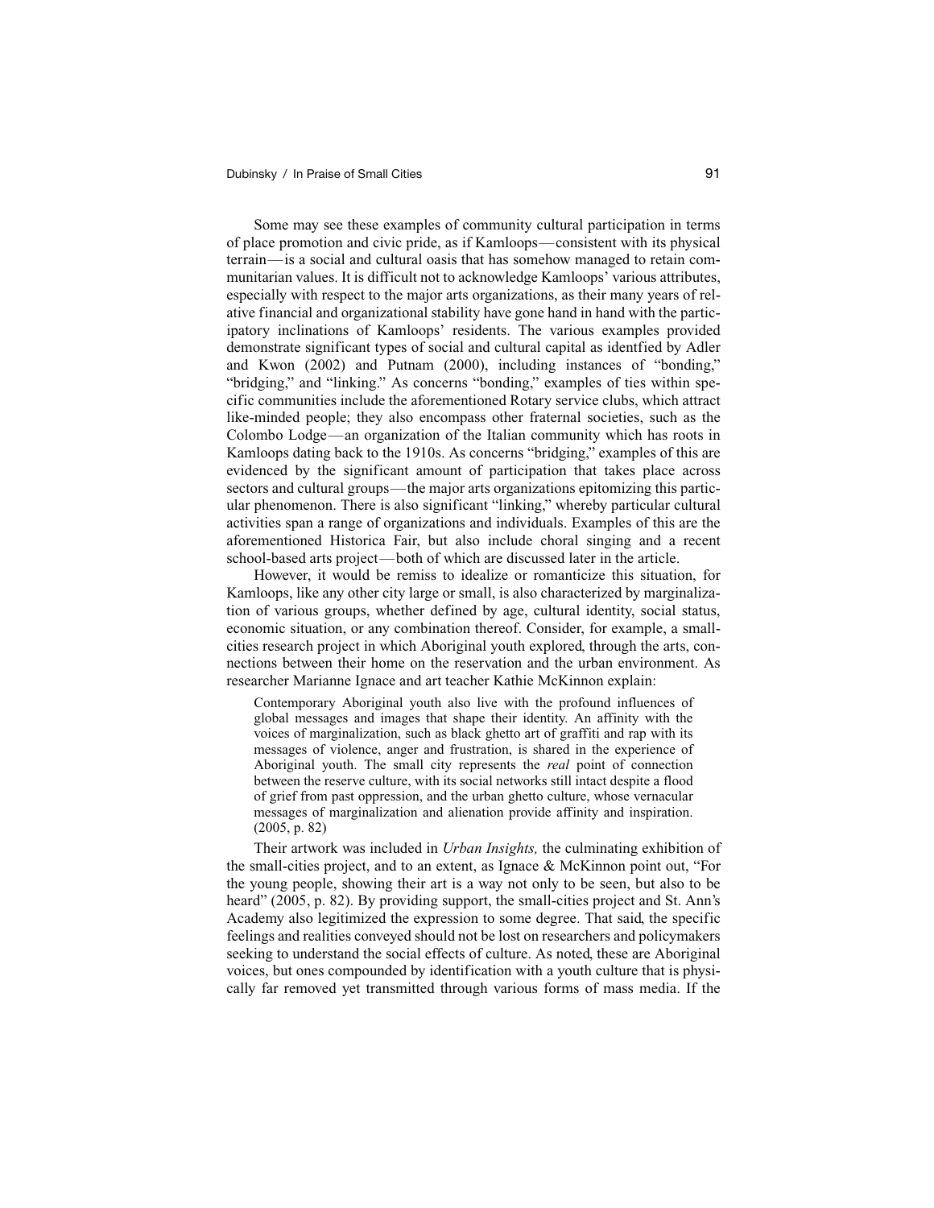Some may see these examples of community cultural participation in terms of place promotion and civic pride, as if Kamloops—consistent with its physical terrain—is a social and cultural oasis that has somehow managed to retain communitarian values. It is difficult not to acknowledge Kamloops' various attributes, especially with respect to the major arts organizations, as their many years of relative financial and organizational stability have gone hand in hand with the participatory inclinations of Kamloops' residents. The various examples provided demonstrate significant types of social and cultural capital as identfied by Adler and Kwon (2002) and Putnam (2000), including instances of "bonding," "bridging," and "linking." As concerns "bonding," examples of ties within specific communities include the aforementioned Rotary service clubs, which attract like-minded people; they also encompass other fraternal societies, such as the Colombo Lodge—an organization of the Italian community which has roots in Kamloops dating back to the 1910s. As concerns "bridging," examples of this are evidenced by the significant amount of participation that takes place across sectors and cultural groups—the major arts organizations epitomizing this particular phenomenon. There is also significant "linking," whereby particular cultural activities span a range of organizations and individuals. Examples of this are the aforementioned Historica Fair, but also include choral singing and a recent school-based arts project—both of which are discussed later in the article.

However, it would be remiss to idealize or romanticize this situation, for Kamloops, like any other city large or small, is also characterized by marginalization of various groups, whether defined by age, cultural identity, social status, economic situation, or any combination thereof. Consider, for example, a small-cities research project in which Aboriginal youth explored, through the arts, connections between their home on the reservation and the urban environment. As researcher Marianne Ignace and art teacher Kathie McKinnon explain:

> Contemporary Aboriginal youth also live with the profound influences of global messages and images that shape their identity. An affinity with the voices of marginalization, such as black ghetto art of graffiti and rap with its messages of violence, anger and frustration, is shared in the experience of Aboriginal youth. The small city represents the *real* point of connection between the reserve culture, with its social networks still intact despite a flood of grief from past oppression, and the urban ghetto culture, whose vernacular messages of marginalization and alienation provide affinity and inspiration. (2005, p. 82)

Their artwork was included in *Urban Insights,* the culminating exhibition of the small-cities project, and to an extent, as Ignace & McKinnon point out, "For the young people, showing their art is a way not only to be seen, but also to be heard" (2005, p. 82). By providing support, the small-cities project and St. Ann's Academy also legitimized the expression to some degree. That said, the specific feelings and realities conveyed should not be lost on researchers and policymakers seeking to understand the social effects of culture. As noted, these are Aboriginal voices, but ones compounded by identification with a youth culture that is physically far removed yet transmitted through various forms of mass media. If the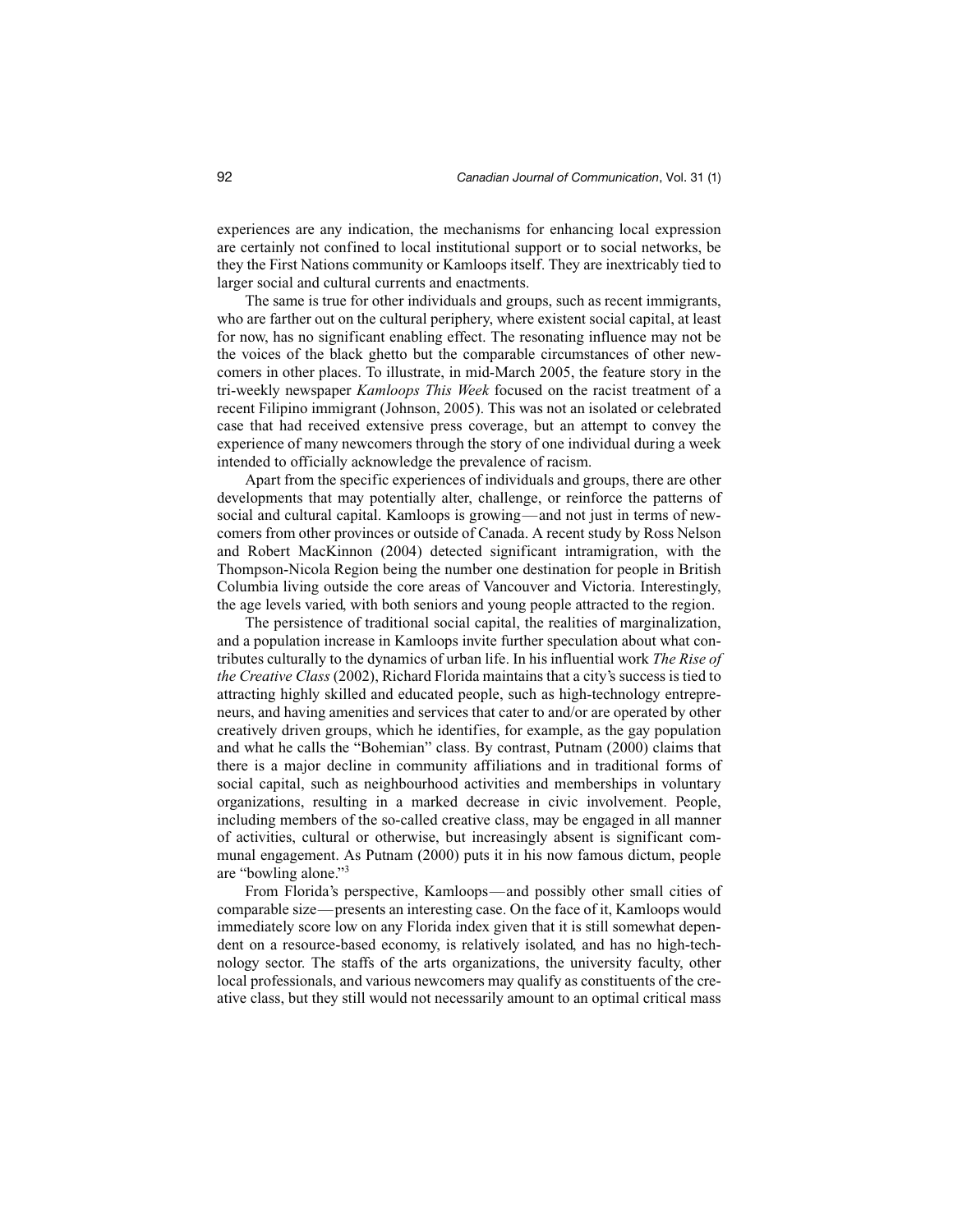experiences are any indication, the mechanisms for enhancing local expression are certainly not confined to local institutional support or to social networks, be they the First Nations community or Kamloops itself. They are inextricably tied to larger social and cultural currents and enactments.

The same is true for other individuals and groups, such as recent immigrants, who are farther out on the cultural periphery, where existent social capital, at least for now, has no significant enabling effect. The resonating influence may not be the voices of the black ghetto but the comparable circumstances of other newcomers in other places. To illustrate, in mid-March 2005, the feature story in the tri-weekly newspaper *Kamloops This Week* focused on the racist treatment of a recent Filipino immigrant (Johnson, 2005). This was not an isolated or celebrated case that had received extensive press coverage, but an attempt to convey the experience of many newcomers through the story of one individual during a week intended to officially acknowledge the prevalence of racism.

Apart from the specific experiences of individuals and groups, there are other developments that may potentially alter, challenge, or reinforce the patterns of social and cultural capital. Kamloops is growing—and not just in terms of newcomers from other provinces or outside of Canada. A recent study by Ross Nelson and Robert MacKinnon (2004) detected significant intramigration, with the Thompson-Nicola Region being the number one destination for people in British Columbia living outside the core areas of Vancouver and Victoria. Interestingly, the age levels varied, with both seniors and young people attracted to the region.

The persistence of traditional social capital, the realities of marginalization, and a population increase in Kamloops invite further speculation about what contributes culturally to the dynamics of urban life. In his influential work *The Rise of the Creative Class* (2002), Richard Florida maintains that a city's success is tied to attracting highly skilled and educated people, such as high-technology entrepreneurs, and having amenities and services that cater to and/or are operated by other creatively driven groups, which he identifies, for example, as the gay population and what he calls the "Bohemian" class. By contrast, Putnam (2000) claims that there is a major decline in community affiliations and in traditional forms of social capital, such as neighbourhood activities and memberships in voluntary organizations, resulting in a marked decrease in civic involvement. People, including members of the so-called creative class, may be engaged in all manner of activities, cultural or otherwise, but increasingly absent is significant communal engagement. As Putnam (2000) puts it in his now famous dictum, people are "bowling alone."[3]

From Florida's perspective, Kamloops—and possibly other small cities of comparable size—presents an interesting case. On the face of it, Kamloops would immediately score low on any Florida index given that it is still somewhat dependent on a resource-based economy, is relatively isolated, and has no high-technology sector. The staffs of the arts organizations, the university faculty, other local professionals, and various newcomers may qualify as constituents of the creative class, but they still would not necessarily amount to an optimal critical mass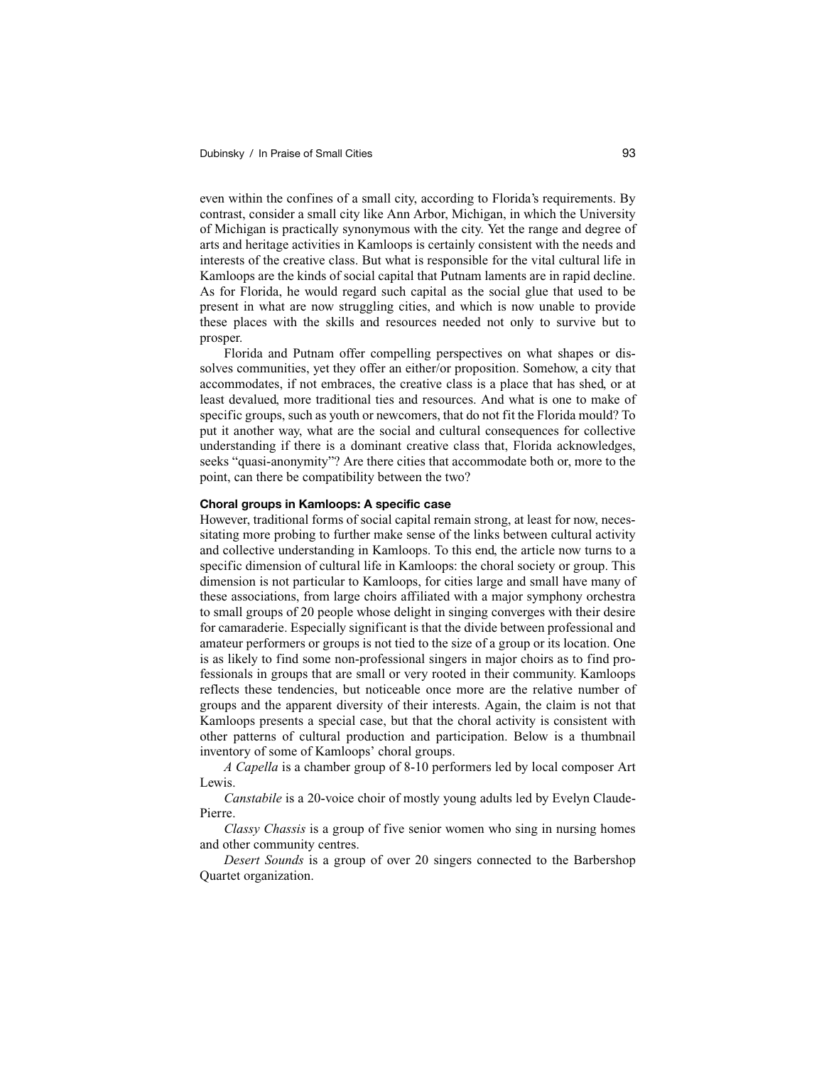even within the confines of a small city, according to Florida's requirements. By contrast, consider a small city like Ann Arbor, Michigan, in which the University of Michigan is practically synonymous with the city. Yet the range and degree of arts and heritage activities in Kamloops is certainly consistent with the needs and interests of the creative class. But what is responsible for the vital cultural life in Kamloops are the kinds of social capital that Putnam laments are in rapid decline. As for Florida, he would regard such capital as the social glue that used to be present in what are now struggling cities, and which is now unable to provide these places with the skills and resources needed not only to survive but to prosper.

Florida and Putnam offer compelling perspectives on what shapes or dissolves communities, yet they offer an either/or proposition. Somehow, a city that accommodates, if not embraces, the creative class is a place that has shed, or at least devalued, more traditional ties and resources. And what is one to make of specific groups, such as youth or newcomers, that do not fit the Florida mould? To put it another way, what are the social and cultural consequences for collective understanding if there is a dominant creative class that, Florida acknowledges, seeks "quasi-anonymity"? Are there cities that accommodate both or, more to the point, can there be compatibility between the two?

#### Choral groups in Kamloops: A specific case

However, traditional forms of social capital remain strong, at least for now, necessitating more probing to further make sense of the links between cultural activity and collective understanding in Kamloops. To this end, the article now turns to a specific dimension of cultural life in Kamloops: the choral society or group. This dimension is not particular to Kamloops, for cities large and small have many of these associations, from large choirs affiliated with a major symphony orchestra to small groups of 20 people whose delight in singing converges with their desire for camaraderie. Especially significant is that the divide between professional and amateur performers or groups is not tied to the size of a group or its location. One is as likely to find some non-professional singers in major choirs as to find professionals in groups that are small or very rooted in their community. Kamloops reflects these tendencies, but noticeable once more are the relative number of groups and the apparent diversity of their interests. Again, the claim is not that Kamloops presents a special case, but that the choral activity is consistent with other patterns of cultural production and participation. Below is a thumbnail inventory of some of Kamloops' choral groups.

*A Capella* is a chamber group of 8-10 performers led by local composer Art Lewis.

*Canstabile* is a 20-voice choir of mostly young adults led by Evelyn Claude-Pierre.

*Classy Chassis* is a group of five senior women who sing in nursing homes and other community centres.

*Desert Sounds* is a group of over 20 singers connected to the Barbershop Quartet organization.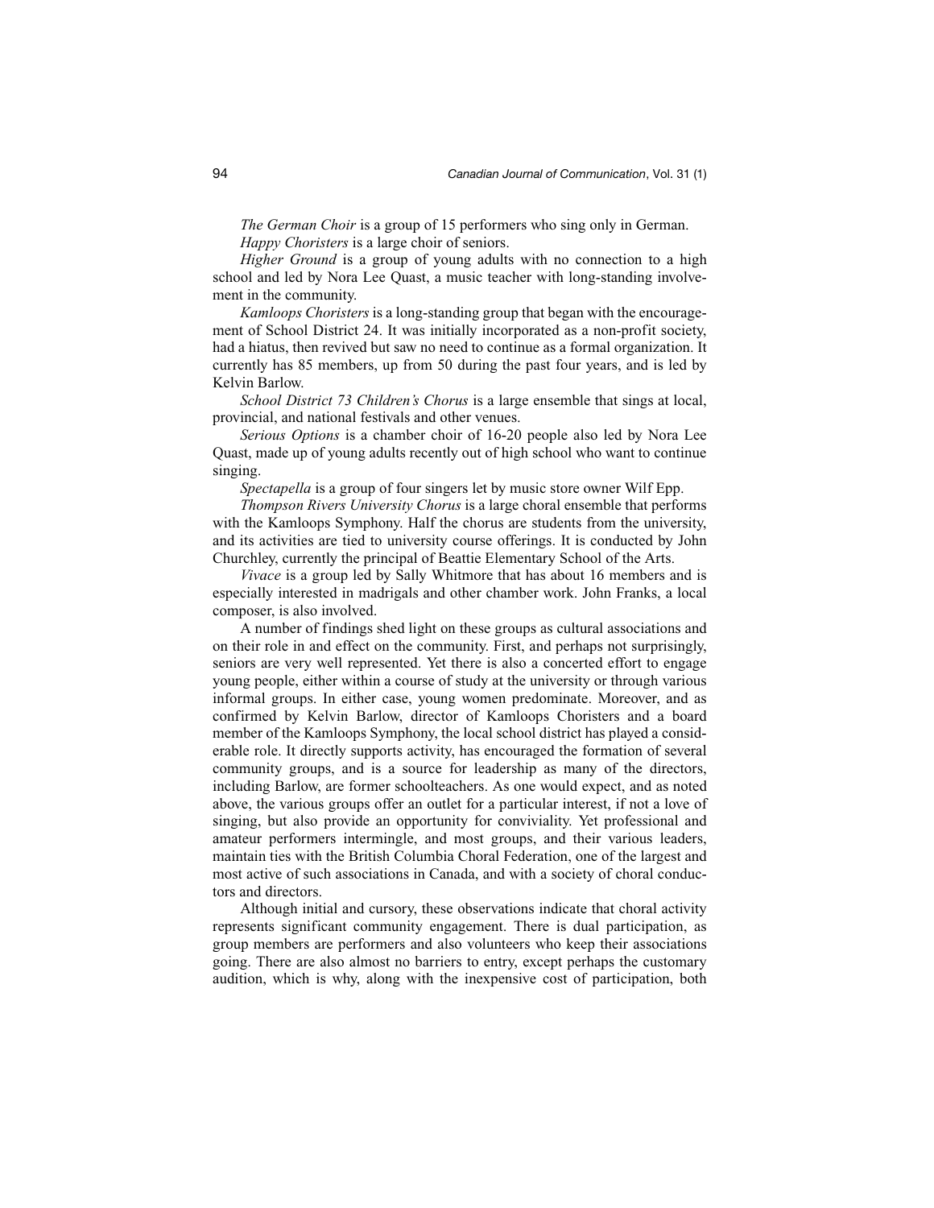*The German Choir* is a group of 15 performers who sing only in German.

*Happy Choristers* is a large choir of seniors.

*Higher Ground* is a group of young adults with no connection to a high school and led by Nora Lee Quast, a music teacher with long-standing involvement in the community.

*Kamloops Choristers* is a long-standing group that began with the encouragement of School District 24. It was initially incorporated as a non-profit society, had a hiatus, then revived but saw no need to continue as a formal organization. It currently has 85 members, up from 50 during the past four years, and is led by Kelvin Barlow.

*School District 73 Children's Chorus* is a large ensemble that sings at local, provincial, and national festivals and other venues.

*Serious Options* is a chamber choir of 16-20 people also led by Nora Lee Quast, made up of young adults recently out of high school who want to continue singing.

*Spectapella* is a group of four singers let by music store owner Wilf Epp.

*Thompson Rivers University Chorus* is a large choral ensemble that performs with the Kamloops Symphony. Half the chorus are students from the university, and its activities are tied to university course offerings. It is conducted by John Churchley, currently the principal of Beattie Elementary School of the Arts.

*Vivace* is a group led by Sally Whitmore that has about 16 members and is especially interested in madrigals and other chamber work. John Franks, a local composer, is also involved.

A number of findings shed light on these groups as cultural associations and on their role in and effect on the community. First, and perhaps not surprisingly, seniors are very well represented. Yet there is also a concerted effort to engage young people, either within a course of study at the university or through various informal groups. In either case, young women predominate. Moreover, and as confirmed by Kelvin Barlow, director of Kamloops Choristers and a board member of the Kamloops Symphony, the local school district has played a considerable role. It directly supports activity, has encouraged the formation of several community groups, and is a source for leadership as many of the directors, including Barlow, are former schoolteachers. As one would expect, and as noted above, the various groups offer an outlet for a particular interest, if not a love of singing, but also provide an opportunity for conviviality. Yet professional and amateur performers intermingle, and most groups, and their various leaders, maintain ties with the British Columbia Choral Federation, one of the largest and most active of such associations in Canada, and with a society of choral conductors and directors.

Although initial and cursory, these observations indicate that choral activity represents significant community engagement. There is dual participation, as group members are performers and also volunteers who keep their associations going. There are also almost no barriers to entry, except perhaps the customary audition, which is why, along with the inexpensive cost of participation, both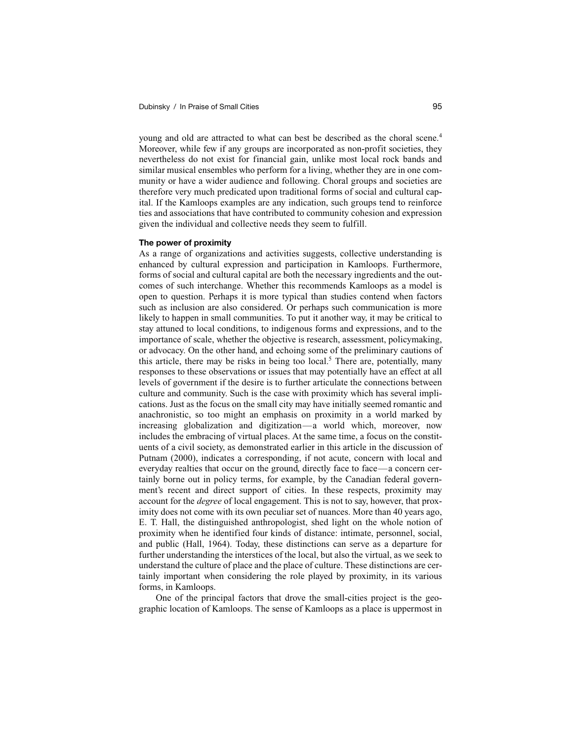young and old are attracted to what can best be described as the choral scene.[4] Moreover, while few if any groups are incorporated as non-profit societies, they nevertheless do not exist for financial gain, unlike most local rock bands and similar musical ensembles who perform for a living, whether they are in one community or have a wider audience and following. Choral groups and societies are therefore very much predicated upon traditional forms of social and cultural capital. If the Kamloops examples are any indication, such groups tend to reinforce ties and associations that have contributed to community cohesion and expression given the individual and collective needs they seem to fulfill.

#### The power of proximity

As a range of organizations and activities suggests, collective understanding is enhanced by cultural expression and participation in Kamloops. Furthermore, forms of social and cultural capital are both the necessary ingredients and the outcomes of such interchange. Whether this recommends Kamloops as a model is open to question. Perhaps it is more typical than studies contend when factors such as inclusion are also considered. Or perhaps such communication is more likely to happen in small communities. To put it another way, it may be critical to stay attuned to local conditions, to indigenous forms and expressions, and to the importance of scale, whether the objective is research, assessment, policymaking, or advocacy. On the other hand, and echoing some of the preliminary cautions of this article, there may be risks in being too local.[5] There are, potentially, many responses to these observations or issues that may potentially have an effect at all levels of government if the desire is to further articulate the connections between culture and community. Such is the case with proximity which has several implications. Just as the focus on the small city may have initially seemed romantic and anachronistic, so too might an emphasis on proximity in a world marked by increasing globalization and digitization—a world which, moreover, now includes the embracing of virtual places. At the same time, a focus on the constituents of a civil society, as demonstrated earlier in this article in the discussion of Putnam (2000), indicates a corresponding, if not acute, concern with local and everyday realties that occur on the ground, directly face to face—a concern certainly borne out in policy terms, for example, by the Canadian federal government's recent and direct support of cities. In these respects, proximity may account for the *degree* of local engagement. This is not to say, however, that proximity does not come with its own peculiar set of nuances. More than 40 years ago, E. T. Hall, the distinguished anthropologist, shed light on the whole notion of proximity when he identified four kinds of distance: intimate, personnel, social, and public (Hall, 1964). Today, these distinctions can serve as a departure for further understanding the interstices of the local, but also the virtual, as we seek to understand the culture of place and the place of culture. These distinctions are certainly important when considering the role played by proximity, in its various forms, in Kamloops.

One of the principal factors that drove the small-cities project is the geographic location of Kamloops. The sense of Kamloops as a place is uppermost in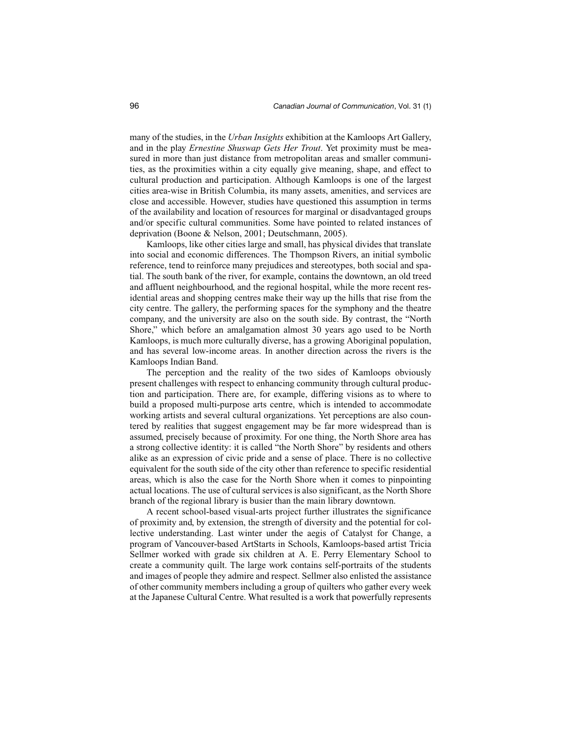many of the studies, in the *Urban Insights* exhibition at the Kamloops Art Gallery, and in the play *Ernestine Shuswap Gets Her Trout*. Yet proximity must be measured in more than just distance from metropolitan areas and smaller communities, as the proximities within a city equally give meaning, shape, and effect to cultural production and participation. Although Kamloops is one of the largest cities area-wise in British Columbia, its many assets, amenities, and services are close and accessible. However, studies have questioned this assumption in terms of the availability and location of resources for marginal or disadvantaged groups and/or specific cultural communities. Some have pointed to related instances of deprivation (Boone & Nelson, 2001; Deutschmann, 2005).

Kamloops, like other cities large and small, has physical divides that translate into social and economic differences. The Thompson Rivers, an initial symbolic reference, tend to reinforce many prejudices and stereotypes, both social and spatial. The south bank of the river, for example, contains the downtown, an old treed and affluent neighbourhood, and the regional hospital, while the more recent residential areas and shopping centres make their way up the hills that rise from the city centre. The gallery, the performing spaces for the symphony and the theatre company, and the university are also on the south side. By contrast, the "North Shore," which before an amalgamation almost 30 years ago used to be North Kamloops, is much more culturally diverse, has a growing Aboriginal population, and has several low-income areas. In another direction across the rivers is the Kamloops Indian Band.

The perception and the reality of the two sides of Kamloops obviously present challenges with respect to enhancing community through cultural production and participation. There are, for example, differing visions as to where to build a proposed multi-purpose arts centre, which is intended to accommodate working artists and several cultural organizations. Yet perceptions are also countered by realities that suggest engagement may be far more widespread than is assumed, precisely because of proximity. For one thing, the North Shore area has a strong collective identity: it is called "the North Shore" by residents and others alike as an expression of civic pride and a sense of place. There is no collective equivalent for the south side of the city other than reference to specific residential areas, which is also the case for the North Shore when it comes to pinpointing actual locations. The use of cultural services is also significant, as the North Shore branch of the regional library is busier than the main library downtown.

A recent school-based visual-arts project further illustrates the significance of proximity and, by extension, the strength of diversity and the potential for collective understanding. Last winter under the aegis of Catalyst for Change, a program of Vancouver-based ArtStarts in Schools, Kamloops-based artist Tricia Sellmer worked with grade six children at A. E. Perry Elementary School to create a community quilt. The large work contains self-portraits of the students and images of people they admire and respect. Sellmer also enlisted the assistance of other community members including a group of quilters who gather every week at the Japanese Cultural Centre. What resulted is a work that powerfully represents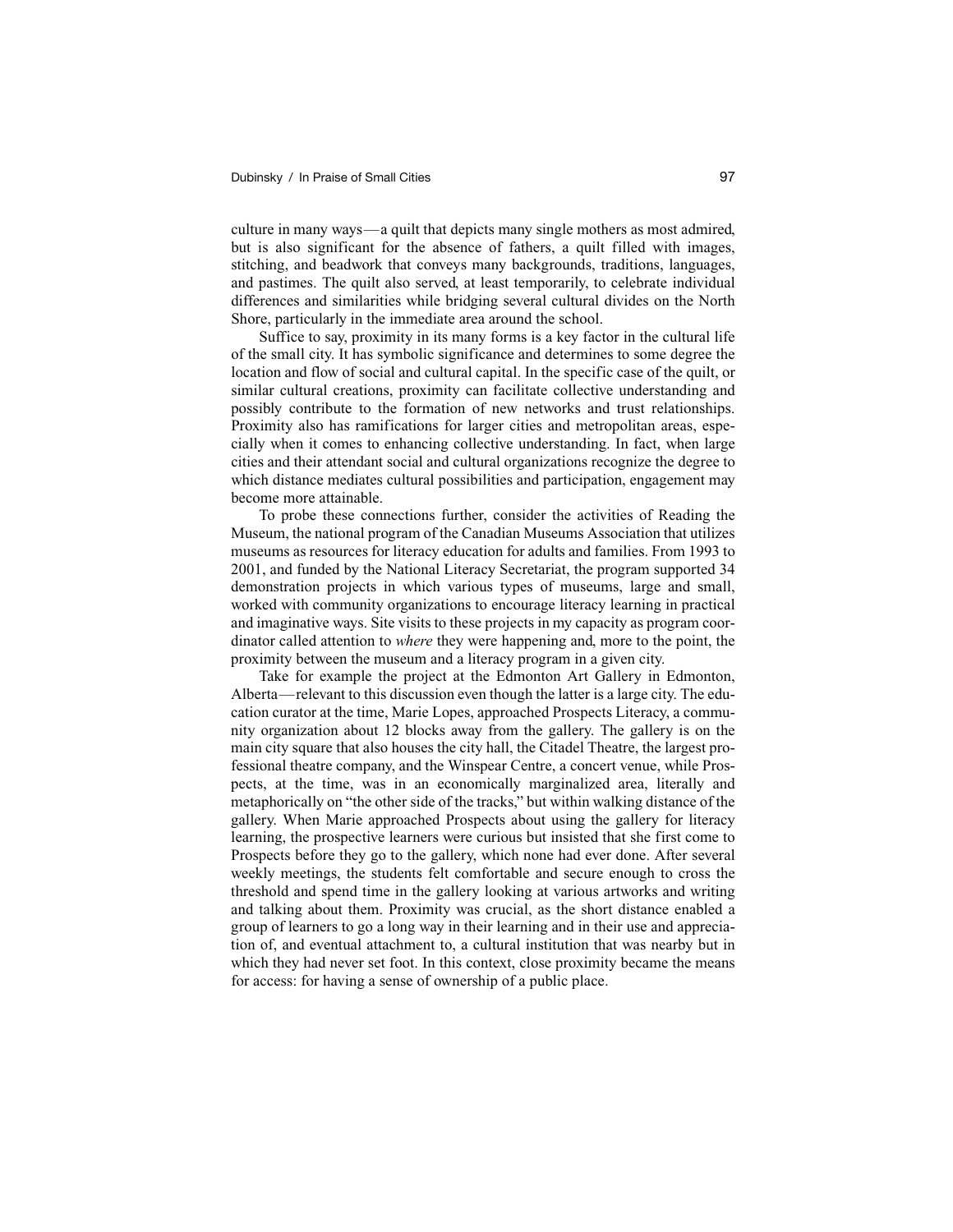culture in many ways—a quilt that depicts many single mothers as most admired, but is also significant for the absence of fathers, a quilt filled with images, stitching, and beadwork that conveys many backgrounds, traditions, languages, and pastimes. The quilt also served, at least temporarily, to celebrate individual differences and similarities while bridging several cultural divides on the North Shore, particularly in the immediate area around the school.

Suffice to say, proximity in its many forms is a key factor in the cultural life of the small city. It has symbolic significance and determines to some degree the location and flow of social and cultural capital. In the specific case of the quilt, or similar cultural creations, proximity can facilitate collective understanding and possibly contribute to the formation of new networks and trust relationships. Proximity also has ramifications for larger cities and metropolitan areas, especially when it comes to enhancing collective understanding. In fact, when large cities and their attendant social and cultural organizations recognize the degree to which distance mediates cultural possibilities and participation, engagement may become more attainable.

To probe these connections further, consider the activities of Reading the Museum, the national program of the Canadian Museums Association that utilizes museums as resources for literacy education for adults and families. From 1993 to 2001, and funded by the National Literacy Secretariat, the program supported 34 demonstration projects in which various types of museums, large and small, worked with community organizations to encourage literacy learning in practical and imaginative ways. Site visits to these projects in my capacity as program coordinator called attention to *where* they were happening and, more to the point, the proximity between the museum and a literacy program in a given city.

Take for example the project at the Edmonton Art Gallery in Edmonton, Alberta—relevant to this discussion even though the latter is a large city. The education curator at the time, Marie Lopes, approached Prospects Literacy, a community organization about 12 blocks away from the gallery. The gallery is on the main city square that also houses the city hall, the Citadel Theatre, the largest professional theatre company, and the Winspear Centre, a concert venue, while Prospects, at the time, was in an economically marginalized area, literally and metaphorically on "the other side of the tracks," but within walking distance of the gallery. When Marie approached Prospects about using the gallery for literacy learning, the prospective learners were curious but insisted that she first come to Prospects before they go to the gallery, which none had ever done. After several weekly meetings, the students felt comfortable and secure enough to cross the threshold and spend time in the gallery looking at various artworks and writing and talking about them. Proximity was crucial, as the short distance enabled a group of learners to go a long way in their learning and in their use and appreciation of, and eventual attachment to, a cultural institution that was nearby but in which they had never set foot. In this context, close proximity became the means for access: for having a sense of ownership of a public place.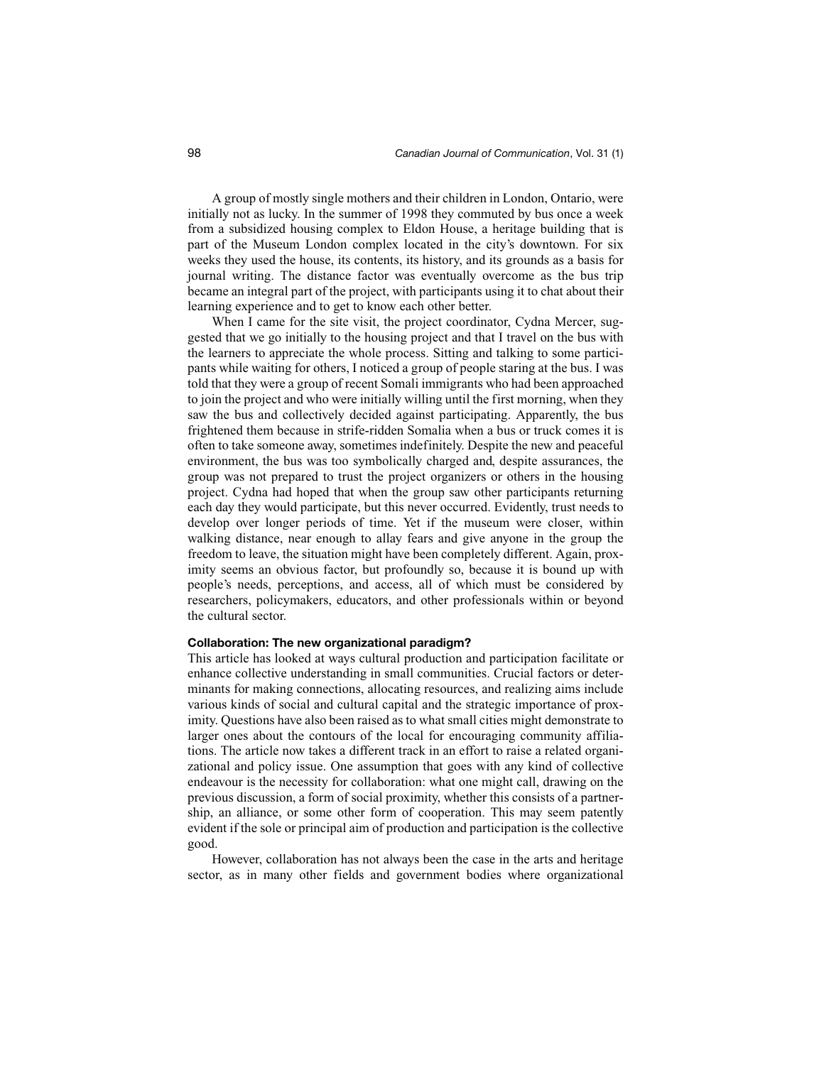A group of mostly single mothers and their children in London, Ontario, were initially not as lucky. In the summer of 1998 they commuted by bus once a week from a subsidized housing complex to Eldon House, a heritage building that is part of the Museum London complex located in the city's downtown. For six weeks they used the house, its contents, its history, and its grounds as a basis for journal writing. The distance factor was eventually overcome as the bus trip became an integral part of the project, with participants using it to chat about their learning experience and to get to know each other better.

When I came for the site visit, the project coordinator, Cydna Mercer, suggested that we go initially to the housing project and that I travel on the bus with the learners to appreciate the whole process. Sitting and talking to some participants while waiting for others, I noticed a group of people staring at the bus. I was told that they were a group of recent Somali immigrants who had been approached to join the project and who were initially willing until the first morning, when they saw the bus and collectively decided against participating. Apparently, the bus frightened them because in strife-ridden Somalia when a bus or truck comes it is often to take someone away, sometimes indefinitely. Despite the new and peaceful environment, the bus was too symbolically charged and, despite assurances, the group was not prepared to trust the project organizers or others in the housing project. Cydna had hoped that when the group saw other participants returning each day they would participate, but this never occurred. Evidently, trust needs to develop over longer periods of time. Yet if the museum were closer, within walking distance, near enough to allay fears and give anyone in the group the freedom to leave, the situation might have been completely different. Again, proximity seems an obvious factor, but profoundly so, because it is bound up with people's needs, perceptions, and access, all of which must be considered by researchers, policymakers, educators, and other professionals within or beyond the cultural sector.

### Collaboration: The new organizational paradigm?

This article has looked at ways cultural production and participation facilitate or enhance collective understanding in small communities. Crucial factors or determinants for making connections, allocating resources, and realizing aims include various kinds of social and cultural capital and the strategic importance of proximity. Questions have also been raised as to what small cities might demonstrate to larger ones about the contours of the local for encouraging community affiliations. The article now takes a different track in an effort to raise a related organizational and policy issue. One assumption that goes with any kind of collective endeavour is the necessity for collaboration: what one might call, drawing on the previous discussion, a form of social proximity, whether this consists of a partnership, an alliance, or some other form of cooperation. This may seem patently evident if the sole or principal aim of production and participation is the collective good.

However, collaboration has not always been the case in the arts and heritage sector, as in many other fields and government bodies where organizational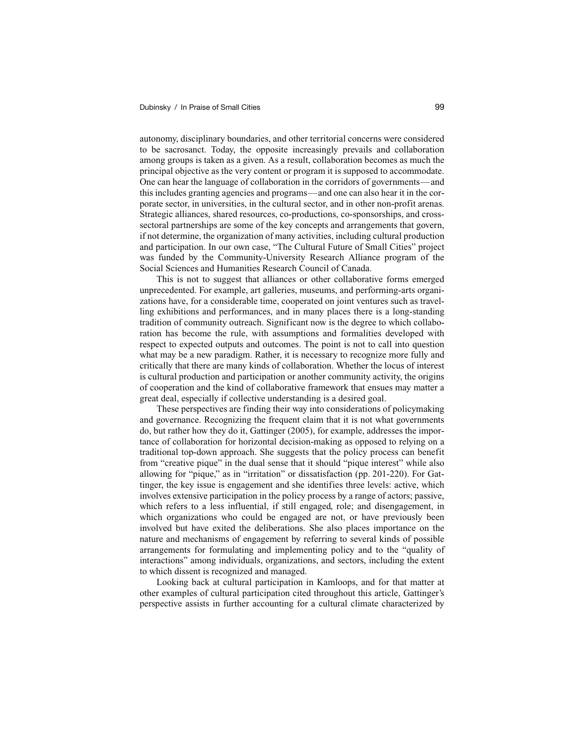autonomy, disciplinary boundaries, and other territorial concerns were considered to be sacrosanct. Today, the opposite increasingly prevails and collaboration among groups is taken as a given. As a result, collaboration becomes as much the principal objective as the very content or program it is supposed to accommodate. One can hear the language of collaboration in the corridors of governments—and this includes granting agencies and programs—and one can also hear it in the corporate sector, in universities, in the cultural sector, and in other non-profit arenas. Strategic alliances, shared resources, co-productions, co-sponsorships, and cross-sectoral partnerships are some of the key concepts and arrangements that govern, if not determine, the organization of many activities, including cultural production and participation. In our own case, "The Cultural Future of Small Cities" project was funded by the Community-University Research Alliance program of the Social Sciences and Humanities Research Council of Canada.

This is not to suggest that alliances or other collaborative forms emerged unprecedented. For example, art galleries, museums, and performing-arts organizations have, for a considerable time, cooperated on joint ventures such as travelling exhibitions and performances, and in many places there is a long-standing tradition of community outreach. Significant now is the degree to which collaboration has become the rule, with assumptions and formalities developed with respect to expected outputs and outcomes. The point is not to call into question what may be a new paradigm. Rather, it is necessary to recognize more fully and critically that there are many kinds of collaboration. Whether the locus of interest is cultural production and participation or another community activity, the origins of cooperation and the kind of collaborative framework that ensues may matter a great deal, especially if collective understanding is a desired goal.

These perspectives are finding their way into considerations of policymaking and governance. Recognizing the frequent claim that it is not what governments do, but rather how they do it, Gattinger (2005), for example, addresses the importance of collaboration for horizontal decision-making as opposed to relying on a traditional top-down approach. She suggests that the policy process can benefit from "creative pique" in the dual sense that it should "pique interest" while also allowing for "pique," as in "irritation" or dissatisfaction (pp. 201-220). For Gattinger, the key issue is engagement and she identifies three levels: active, which involves extensive participation in the policy process by a range of actors; passive, which refers to a less influential, if still engaged, role; and disengagement, in which organizations who could be engaged are not, or have previously been involved but have exited the deliberations. She also places importance on the nature and mechanisms of engagement by referring to several kinds of possible arrangements for formulating and implementing policy and to the "quality of interactions" among individuals, organizations, and sectors, including the extent to which dissent is recognized and managed.

Looking back at cultural participation in Kamloops, and for that matter at other examples of cultural participation cited throughout this article, Gattinger's perspective assists in further accounting for a cultural climate characterized by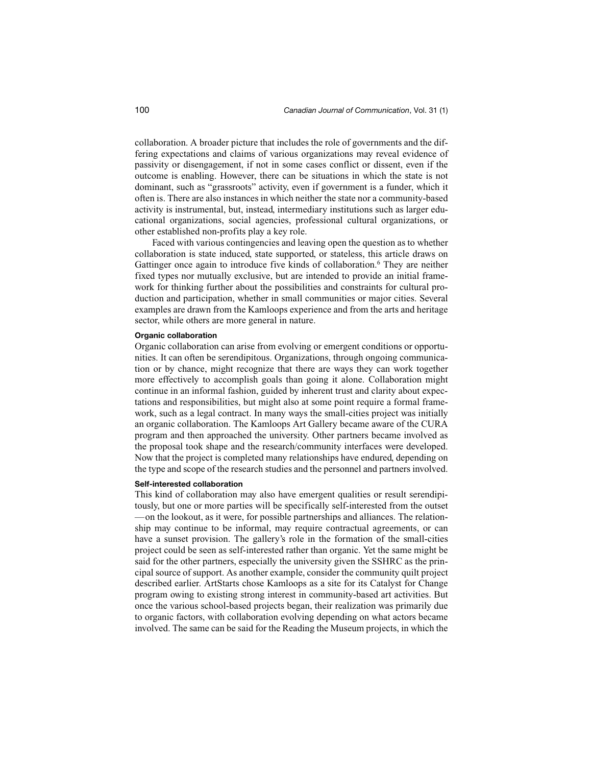collaboration. A broader picture that includes the role of governments and the differing expectations and claims of various organizations may reveal evidence of passivity or disengagement, if not in some cases conflict or dissent, even if the outcome is enabling. However, there can be situations in which the state is not dominant, such as "grassroots" activity, even if government is a funder, which it often is. There are also instances in which neither the state nor a community-based activity is instrumental, but, instead, intermediary institutions such as larger educational organizations, social agencies, professional cultural organizations, or other established non-profits play a key role.

Faced with various contingencies and leaving open the question as to whether collaboration is state induced, state supported, or stateless, this article draws on Gattinger once again to introduce five kinds of collaboration.[6] They are neither fixed types nor mutually exclusive, but are intended to provide an initial framework for thinking further about the possibilities and constraints for cultural production and participation, whether in small communities or major cities. Several examples are drawn from the Kamloops experience and from the arts and heritage sector, while others are more general in nature.

#### Organic collaboration

Organic collaboration can arise from evolving or emergent conditions or opportunities. It can often be serendipitous. Organizations, through ongoing communication or by chance, might recognize that there are ways they can work together more effectively to accomplish goals than going it alone. Collaboration might continue in an informal fashion, guided by inherent trust and clarity about expectations and responsibilities, but might also at some point require a formal framework, such as a legal contract. In many ways the small-cities project was initially an organic collaboration. The Kamloops Art Gallery became aware of the CURA program and then approached the university. Other partners became involved as the proposal took shape and the research/community interfaces were developed. Now that the project is completed many relationships have endured, depending on the type and scope of the research studies and the personnel and partners involved.

#### Self-interested collaboration

This kind of collaboration may also have emergent qualities or result serendipitously, but one or more parties will be specifically self-interested from the outset —on the lookout, as it were, for possible partnerships and alliances. The relationship may continue to be informal, may require contractual agreements, or can have a sunset provision. The gallery's role in the formation of the small-cities project could be seen as self-interested rather than organic. Yet the same might be said for the other partners, especially the university given the SSHRC as the principal source of support. As another example, consider the community quilt project described earlier. ArtStarts chose Kamloops as a site for its Catalyst for Change program owing to existing strong interest in community-based art activities. But once the various school-based projects began, their realization was primarily due to organic factors, with collaboration evolving depending on what actors became involved. The same can be said for the Reading the Museum projects, in which the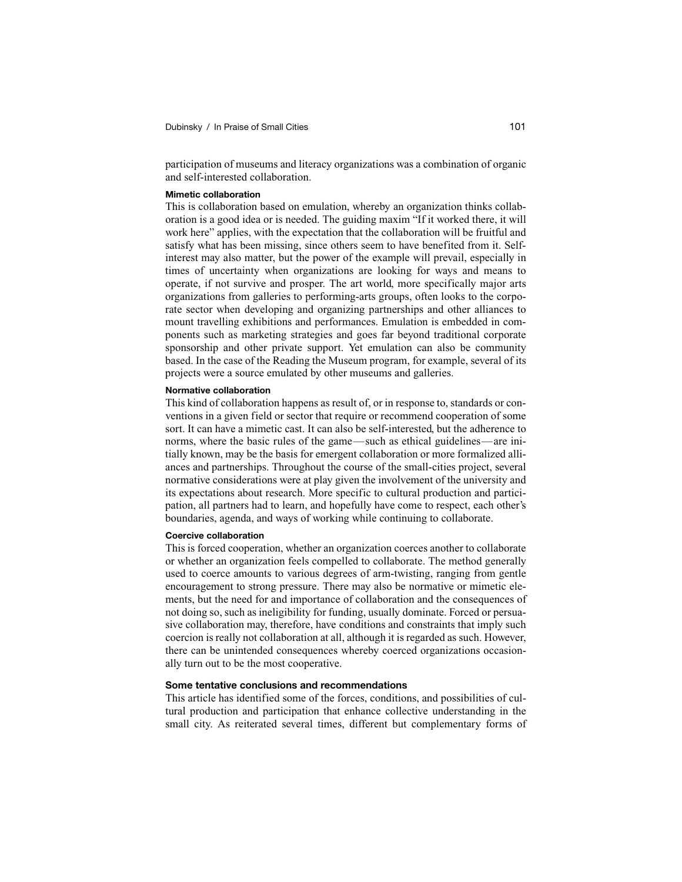participation of museums and literacy organizations was a combination of organic and self-interested collaboration.

#### Mimetic collaboration

This is collaboration based on emulation, whereby an organization thinks collaboration is a good idea or is needed. The guiding maxim "If it worked there, it will work here" applies, with the expectation that the collaboration will be fruitful and satisfy what has been missing, since others seem to have benefited from it. Self-interest may also matter, but the power of the example will prevail, especially in times of uncertainty when organizations are looking for ways and means to operate, if not survive and prosper. The art world, more specifically major arts organizations from galleries to performing-arts groups, often looks to the corporate sector when developing and organizing partnerships and other alliances to mount travelling exhibitions and performances. Emulation is embedded in components such as marketing strategies and goes far beyond traditional corporate sponsorship and other private support. Yet emulation can also be community based. In the case of the Reading the Museum program, for example, several of its projects were a source emulated by other museums and galleries.

#### Normative collaboration

This kind of collaboration happens as result of, or in response to, standards or conventions in a given field or sector that require or recommend cooperation of some sort. It can have a mimetic cast. It can also be self-interested, but the adherence to norms, where the basic rules of the game—such as ethical guidelines—are initially known, may be the basis for emergent collaboration or more formalized alliances and partnerships. Throughout the course of the small-cities project, several normative considerations were at play given the involvement of the university and its expectations about research. More specific to cultural production and participation, all partners had to learn, and hopefully have come to respect, each other's boundaries, agenda, and ways of working while continuing to collaborate.

#### Coercive collaboration

This is forced cooperation, whether an organization coerces another to collaborate or whether an organization feels compelled to collaborate. The method generally used to coerce amounts to various degrees of arm-twisting, ranging from gentle encouragement to strong pressure. There may also be normative or mimetic elements, but the need for and importance of collaboration and the consequences of not doing so, such as ineligibility for funding, usually dominate. Forced or persuasive collaboration may, therefore, have conditions and constraints that imply such coercion is really not collaboration at all, although it is regarded as such. However, there can be unintended consequences whereby coerced organizations occasionally turn out to be the most cooperative.

### Some tentative conclusions and recommendations

This article has identified some of the forces, conditions, and possibilities of cultural production and participation that enhance collective understanding in the small city. As reiterated several times, different but complementary forms of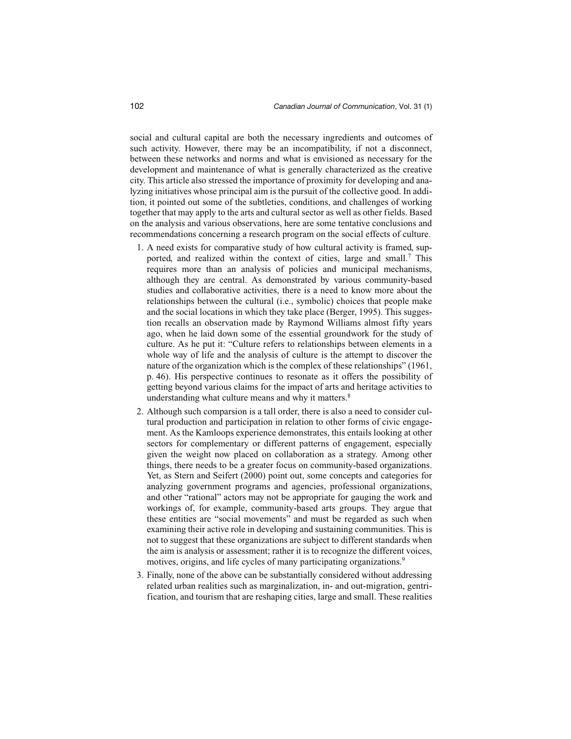social and cultural capital are both the necessary ingredients and outcomes of such activity. However, there may be an incompatibility, if not a disconnect, between these networks and norms and what is envisioned as necessary for the development and maintenance of what is generally characterized as the creative city. This article also stressed the importance of proximity for developing and analyzing initiatives whose principal aim is the pursuit of the collective good. In addition, it pointed out some of the subtleties, conditions, and challenges of working together that may apply to the arts and cultural sector as well as other fields. Based on the analysis and various observations, here are some tentative conclusions and recommendations concerning a research program on the social effects of culture.

1. A need exists for comparative study of how cultural activity is framed, supported, and realized within the context of cities, large and small.[7] This requires more than an analysis of policies and municipal mechanisms, although they are central. As demonstrated by various community-based studies and collaborative activities, there is a need to know more about the relationships between the cultural (i.e., symbolic) choices that people make and the social locations in which they take place (Berger, 1995). This suggestion recalls an observation made by Raymond Williams almost fifty years ago, when he laid down some of the essential groundwork for the study of culture. As he put it: "Culture refers to relationships between elements in a whole way of life and the analysis of culture is the attempt to discover the nature of the organization which is the complex of these relationships" (1961, p. 46). His perspective continues to resonate as it offers the possibility of getting beyond various claims for the impact of arts and heritage activities to understanding what culture means and why it matters.[8]
2. Although such comparsion is a tall order, there is also a need to consider cultural production and participation in relation to other forms of civic engagement. As the Kamloops experience demonstrates, this entails looking at other sectors for complementary or different patterns of engagement, especially given the weight now placed on collaboration as a strategy. Among other things, there needs to be a greater focus on community-based organizations. Yet, as Stern and Seifert (2000) point out, some concepts and categories for analyzing government programs and agencies, professional organizations, and other "rational" actors may not be appropriate for gauging the work and workings of, for example, community-based arts groups. They argue that these entities are "social movements" and must be regarded as such when examining their active role in developing and sustaining communities. This is not to suggest that these organizations are subject to different standards when the aim is analysis or assessment; rather it is to recognize the different voices, motives, origins, and life cycles of many participating organizations.[9]
3. Finally, none of the above can be substantially considered without addressing related urban realities such as marginalization, in- and out-migration, gentrification, and tourism that are reshaping cities, large and small. These realities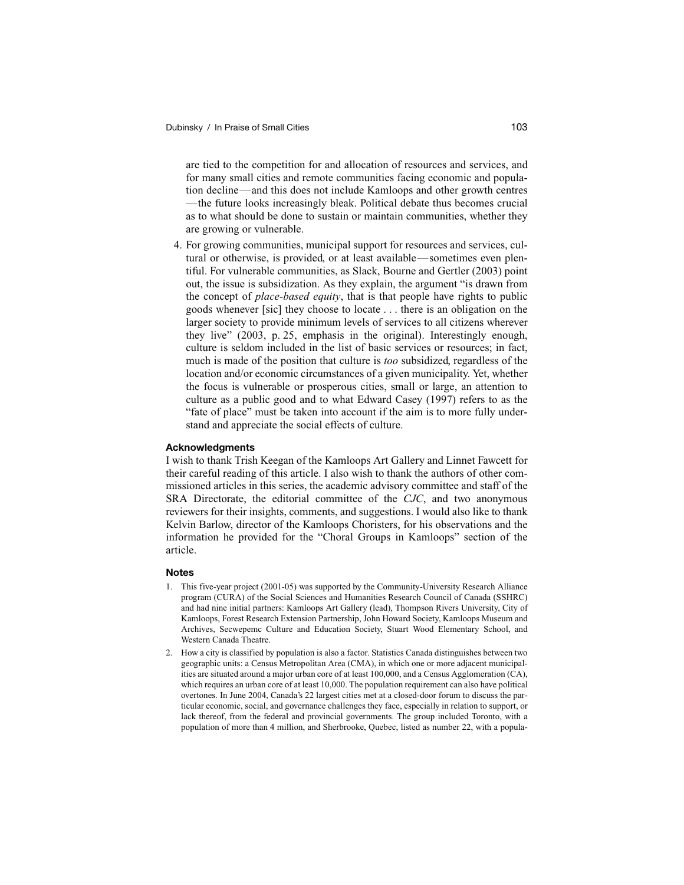are tied to the competition for and allocation of resources and services, and for many small cities and remote communities facing economic and population decline—and this does not include Kamloops and other growth centres—the future looks increasingly bleak. Political debate thus becomes crucial as to what should be done to sustain or maintain communities, whether they are growing or vulnerable.

4. For growing communities, municipal support for resources and services, cultural or otherwise, is provided, or at least available—sometimes even plentiful. For vulnerable communities, as Slack, Bourne and Gertler (2003) point out, the issue is subsidization. As they explain, the argument "is drawn from the concept of *place-based equity*, that is that people have rights to public goods whenever [sic] they choose to locate . . . there is an obligation on the larger society to provide minimum levels of services to all citizens wherever they live" (2003, p. 25, emphasis in the original). Interestingly enough, culture is seldom included in the list of basic services or resources; in fact, much is made of the position that culture is *too* subsidized, regardless of the location and/or economic circumstances of a given municipality. Yet, whether the focus is vulnerable or prosperous cities, small or large, an attention to culture as a public good and to what Edward Casey (1997) refers to as the "fate of place" must be taken into account if the aim is to more fully understand and appreciate the social effects of culture.

### Acknowledgments

I wish to thank Trish Keegan of the Kamloops Art Gallery and Linnet Fawcett for their careful reading of this article. I also wish to thank the authors of other commissioned articles in this series, the academic advisory committee and staff of the SRA Directorate, the editorial committee of the *CJC*, and two anonymous reviewers for their insights, comments, and suggestions. I would also like to thank Kelvin Barlow, director of the Kamloops Choristers, for his observations and the information he provided for the "Choral Groups in Kamloops" section of the article.

### Notes

1. This five-year project (2001-05) was supported by the Community-University Research Alliance program (CURA) of the Social Sciences and Humanities Research Council of Canada (SSHRC) and had nine initial partners: Kamloops Art Gallery (lead), Thompson Rivers University, City of Kamloops, Forest Research Extension Partnership, John Howard Society, Kamloops Museum and Archives, Secwepemc Culture and Education Society, Stuart Wood Elementary School, and Western Canada Theatre.
2. How a city is classified by population is also a factor. Statistics Canada distinguishes between two geographic units: a Census Metropolitan Area (CMA), in which one or more adjacent municipalities are situated around a major urban core of at least 100,000, and a Census Agglomeration (CA), which requires an urban core of at least 10,000. The population requirement can also have political overtones. In June 2004, Canada's 22 largest cities met at a closed-door forum to discuss the particular economic, social, and governance challenges they face, especially in relation to support, or lack thereof, from the federal and provincial governments. The group included Toronto, with a population of more than 4 million, and Sherbrooke, Quebec, listed as number 22, with a popula-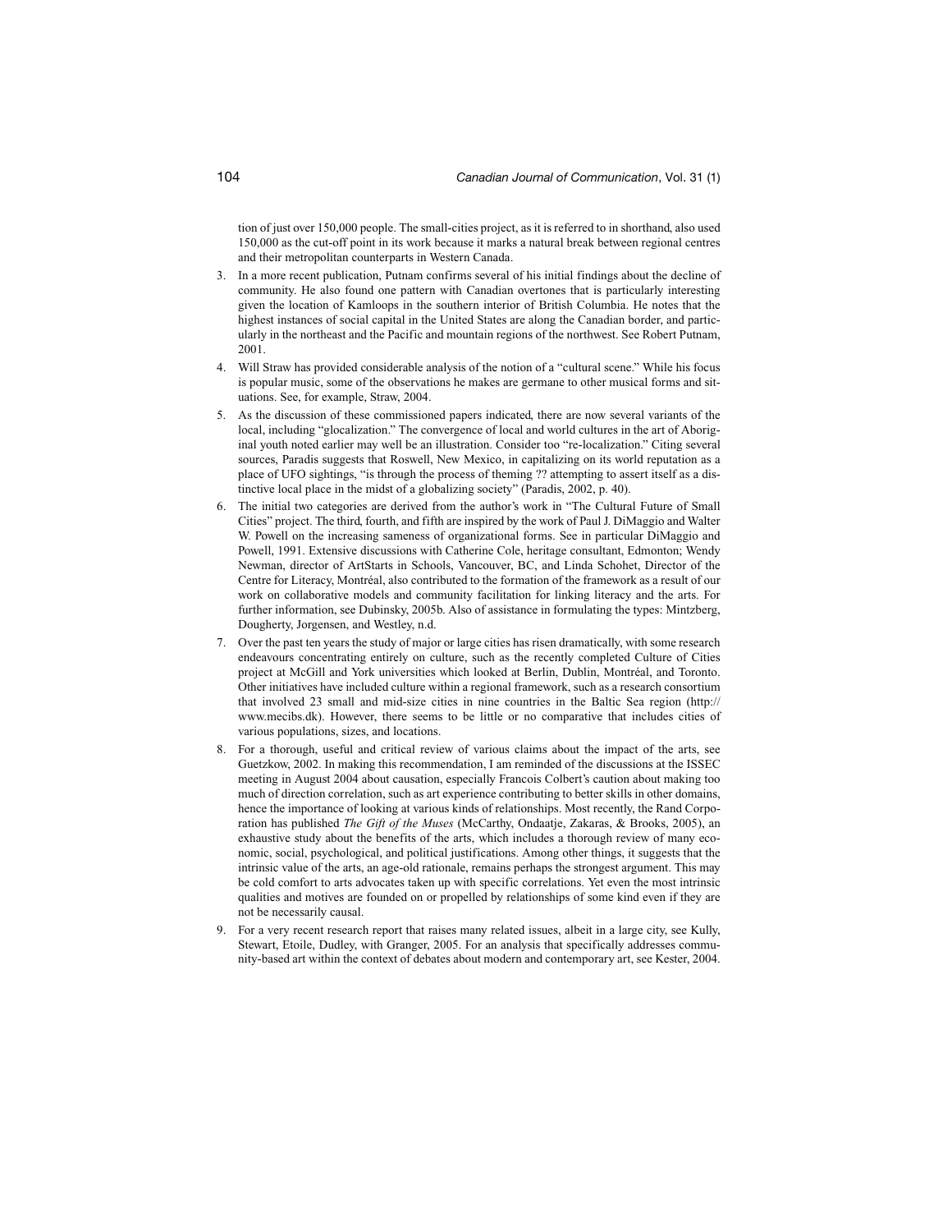tion of just over 150,000 people. The small-cities project, as it is referred to in shorthand, also used 150,000 as the cut-off point in its work because it marks a natural break between regional centres and their metropolitan counterparts in Western Canada.

3. In a more recent publication, Putnam confirms several of his initial findings about the decline of community. He also found one pattern with Canadian overtones that is particularly interesting given the location of Kamloops in the southern interior of British Columbia. He notes that the highest instances of social capital in the United States are along the Canadian border, and particularly in the northeast and the Pacific and mountain regions of the northwest. See Robert Putnam, 2001.
4. Will Straw has provided considerable analysis of the notion of a "cultural scene." While his focus is popular music, some of the observations he makes are germane to other musical forms and situations. See, for example, Straw, 2004.
5. As the discussion of these commissioned papers indicated, there are now several variants of the local, including "glocalization." The convergence of local and world cultures in the art of Aboriginal youth noted earlier may well be an illustration. Consider too "re-localization." Citing several sources, Paradis suggests that Roswell, New Mexico, in capitalizing on its world reputation as a place of UFO sightings, "is through the process of theming ?? attempting to assert itself as a distinctive local place in the midst of a globalizing society" (Paradis, 2002, p. 40).
6. The initial two categories are derived from the author's work in "The Cultural Future of Small Cities" project. The third, fourth, and fifth are inspired by the work of Paul J. DiMaggio and Walter W. Powell on the increasing sameness of organizational forms. See in particular DiMaggio and Powell, 1991. Extensive discussions with Catherine Cole, heritage consultant, Edmonton; Wendy Newman, director of ArtStarts in Schools, Vancouver, BC, and Linda Schohet, Director of the Centre for Literacy, Montréal, also contributed to the formation of the framework as a result of our work on collaborative models and community facilitation for linking literacy and the arts. For further information, see Dubinsky, 2005b. Also of assistance in formulating the types: Mintzberg, Dougherty, Jorgensen, and Westley, n.d.
7. Over the past ten years the study of major or large cities has risen dramatically, with some research endeavours concentrating entirely on culture, such as the recently completed Culture of Cities project at McGill and York universities which looked at Berlin, Dublin, Montréal, and Toronto. Other initiatives have included culture within a regional framework, such as a research consortium that involved 23 small and mid-size cities in nine countries in the Baltic Sea region (http://www.mecibs.dk). However, there seems to be little or no comparative that includes cities of various populations, sizes, and locations.
8. For a thorough, useful and critical review of various claims about the impact of the arts, see Guetzkow, 2002. In making this recommendation, I am reminded of the discussions at the ISSEC meeting in August 2004 about causation, especially Francois Colbert's caution about making too much of direction correlation, such as art experience contributing to better skills in other domains, hence the importance of looking at various kinds of relationships. Most recently, the Rand Corporation has published *The Gift of the Muses* (McCarthy, Ondaatje, Zakaras, & Brooks, 2005), an exhaustive study about the benefits of the arts, which includes a thorough review of many economic, social, psychological, and political justifications. Among other things, it suggests that the intrinsic value of the arts, an age-old rationale, remains perhaps the strongest argument. This may be cold comfort to arts advocates taken up with specific correlations. Yet even the most intrinsic qualities and motives are founded on or propelled by relationships of some kind even if they are not be necessarily causal.
9. For a very recent research report that raises many related issues, albeit in a large city, see Kully, Stewart, Etoile, Dudley, with Granger, 2005. For an analysis that specifically addresses community-based art within the context of debates about modern and contemporary art, see Kester, 2004.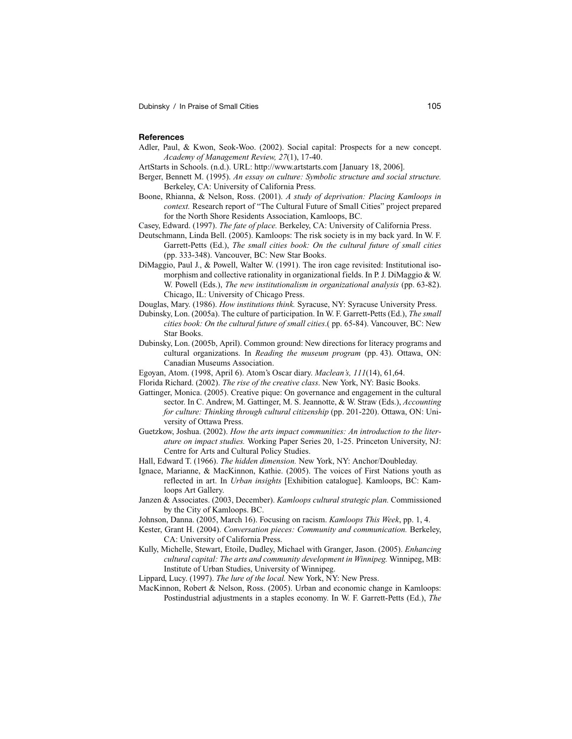## References

Adler, Paul, & Kwon, Seok-Woo. (2002). Social capital: Prospects for a new concept. *Academy of Management Review, 27*(1), 17-40.

ArtStarts in Schools. (n.d.). URL: http://www.artstarts.com [January 18, 2006].

Berger, Bennett M. (1995). *An essay on culture: Symbolic structure and social structure.* Berkeley, CA: University of California Press.

Boone, Rhianna, & Nelson, Ross. (2001). *A study of deprivation: Placing Kamloops in context.* Research report of "The Cultural Future of Small Cities" project prepared for the North Shore Residents Association, Kamloops, BC.

Casey, Edward. (1997). *The fate of place.* Berkeley, CA: University of California Press.

Deutschmann, Linda Bell. (2005). Kamloops: The risk society is in my back yard. In W. F. Garrett-Petts (Ed.), *The small cities book: On the cultural future of small cities* (pp. 333-348). Vancouver, BC: New Star Books.

DiMaggio, Paul J., & Powell, Walter W. (1991). The iron cage revisited: Institutional isomorphism and collective rationality in organizational fields. In P. J. DiMaggio & W. W. Powell (Eds.), *The new institutionalism in organizational analysis* (pp. 63-82). Chicago, IL: University of Chicago Press.

Douglas, Mary. (1986). *How institutions think.* Syracuse, NY: Syracuse University Press.

Dubinsky, Lon. (2005a). The culture of participation. In W. F. Garrett-Petts (Ed.), *The small cities book: On the cultural future of small cities*.( pp. 65-84). Vancouver, BC: New Star Books.

Dubinsky, Lon. (2005b, April). Common ground: New directions for literacy programs and cultural organizations. In *Reading the museum program* (pp. 43). Ottawa, ON: Canadian Museums Association.

Egoyan, Atom. (1998, April 6). Atom's Oscar diary. *Maclean's, 111*(14), 61,64.

Florida Richard. (2002). *The rise of the creative class*. New York, NY: Basic Books.

Gattinger, Monica. (2005). Creative pique: On governance and engagement in the cultural sector. In C. Andrew, M. Gattinger, M. S. Jeannotte, & W. Straw (Eds.), *Accounting for culture: Thinking through cultural citizenship* (pp. 201-220). Ottawa, ON: University of Ottawa Press.

Guetzkow, Joshua. (2002). *How the arts impact communities: An introduction to the literature on impact studies.* Working Paper Series 20, 1-25. Princeton University, NJ: Centre for Arts and Cultural Policy Studies.

Hall, Edward T. (1966). *The hidden dimension.* New York, NY: Anchor/Doubleday.

Ignace, Marianne, & MacKinnon, Kathie. (2005). The voices of First Nations youth as reflected in art. In *Urban insights* [Exhibition catalogue]. Kamloops, BC: Kamloops Art Gallery.

Janzen & Associates. (2003, December). *Kamloops cultural strategic plan.* Commissioned by the City of Kamloops. BC.

Johnson, Danna. (2005, March 16). Focusing on racism. *Kamloops This Week*, pp. 1, 4.

Kester, Grant H. (2004). *Conversation pieces: Community and communication.* Berkeley, CA: University of California Press.

Kully, Michelle, Stewart, Etoile, Dudley, Michael with Granger, Jason. (2005). *Enhancing cultural capital: The arts and community development in Winnipeg.* Winnipeg, MB: Institute of Urban Studies, University of Winnipeg.

Lippard, Lucy. (1997). *The lure of the local.* New York, NY: New Press.

MacKinnon, Robert & Nelson, Ross. (2005). Urban and economic change in Kamloops: Postindustrial adjustments in a staples economy. In W. F. Garrett-Petts (Ed.), *The*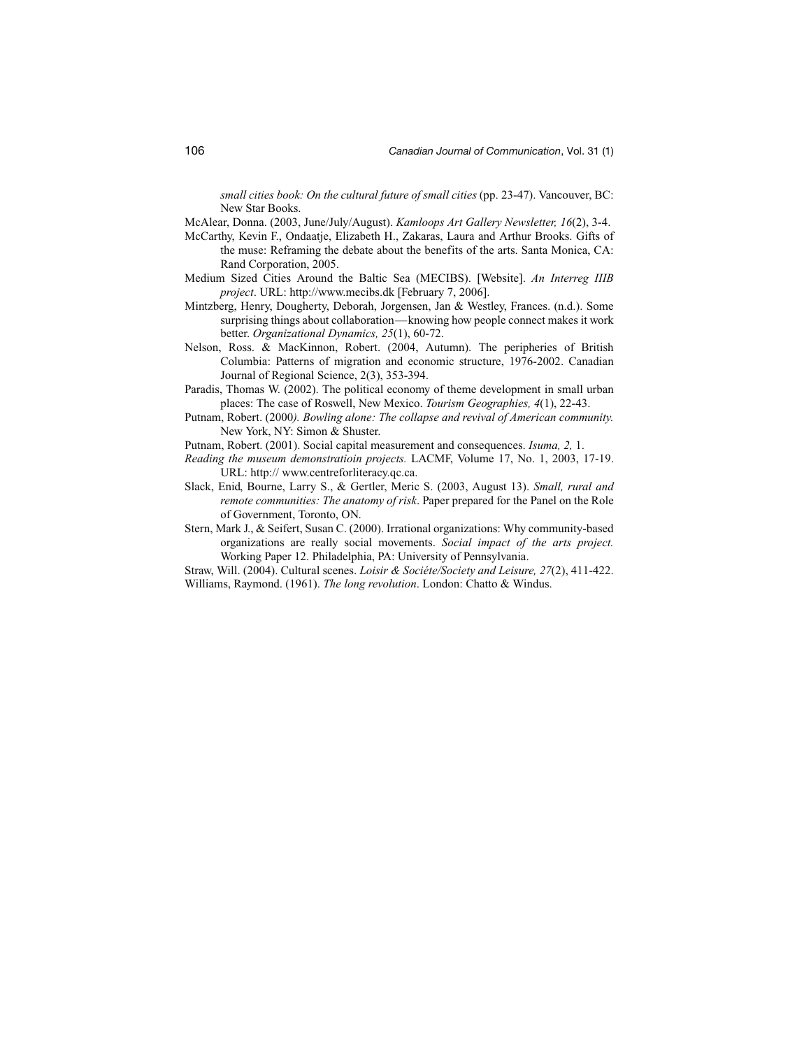*small cities book: On the cultural future of small cities* (pp. 23-47). Vancouver, BC: New Star Books.

McAlear, Donna. (2003, June/July/August). *Kamloops Art Gallery Newsletter, 16*(2), 3-4.

McCarthy, Kevin F., Ondaatje, Elizabeth H., Zakaras, Laura and Arthur Brooks. Gifts of the muse: Reframing the debate about the benefits of the arts. Santa Monica, CA: Rand Corporation, 2005.

Medium Sized Cities Around the Baltic Sea (MECIBS). [Website]. *An Interreg IIIB project*. URL: http://www.mecibs.dk [February 7, 2006].

Mintzberg, Henry, Dougherty, Deborah, Jorgensen, Jan & Westley, Frances. (n.d.). Some surprising things about collaboration—knowing how people connect makes it work better. *Organizational Dynamics, 25*(1), 60-72.

Nelson, Ross. & MacKinnon, Robert. (2004, Autumn). The peripheries of British Columbia: Patterns of migration and economic structure, 1976-2002. Canadian Journal of Regional Science, 2(3), 353-394.

Paradis, Thomas W. (2002). The political economy of theme development in small urban places: The case of Roswell, New Mexico. *Tourism Geographies, 4*(1), 22-43.

Putnam, Robert. (2000*). Bowling alone: The collapse and revival of American community.* New York, NY: Simon & Shuster.

Putnam, Robert. (2001). Social capital measurement and consequences. *Isuma, 2,* 1.

*Reading the museum demonstratioin projects.* LACMF, Volume 17, No. 1, 2003, 17-19. URL: http:// www.centreforliteracy.qc.ca.

Slack, Enid, Bourne, Larry S., & Gertler, Meric S. (2003, August 13). *Small, rural and remote communities: The anatomy of risk*. Paper prepared for the Panel on the Role of Government, Toronto, ON.

Stern, Mark J., & Seifert, Susan C. (2000). Irrational organizations: Why community-based organizations are really social movements. *Social impact of the arts project.* Working Paper 12. Philadelphia, PA: University of Pennsylvania.

Straw, Will. (2004). Cultural scenes. *Loisir & Sociéte/Society and Leisure, 27*(2), 411-422.

Williams, Raymond. (1961). *The long revolution*. London: Chatto & Windus.